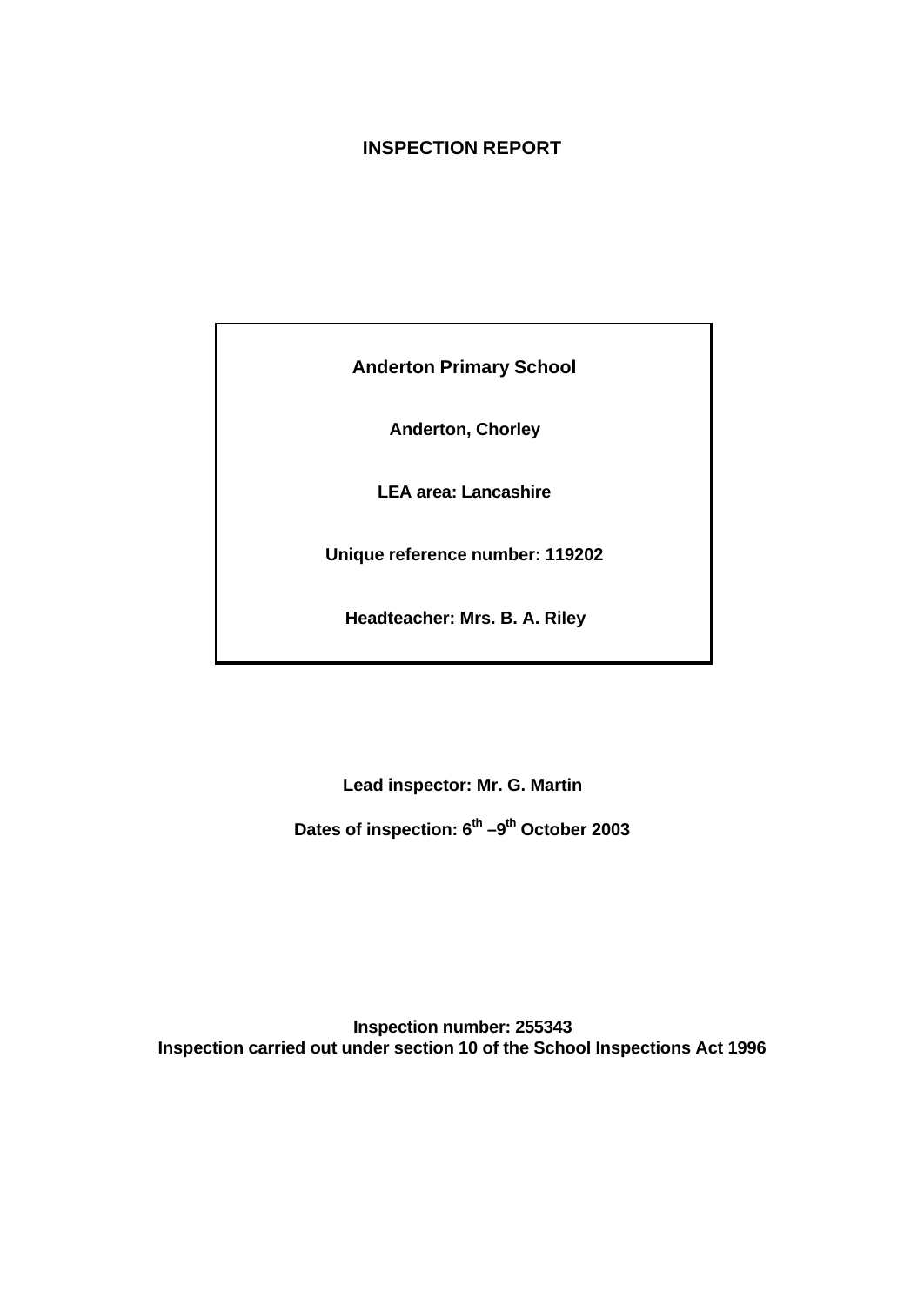# INSPECTION REPORT

**Anderton Primary School**

**Anderton, Chorley**

**LEA area: Lancashire**

**Unique reference number: 119202**

**Headteacher: Mrs. B. A. Riley**

**Lead inspector: Mr. G. Martin**

**Dates of inspection: 6th –9th October 2003**

**Inspection number: 255343**
**Inspection carried out under section 10 of the School Inspections Act 1996**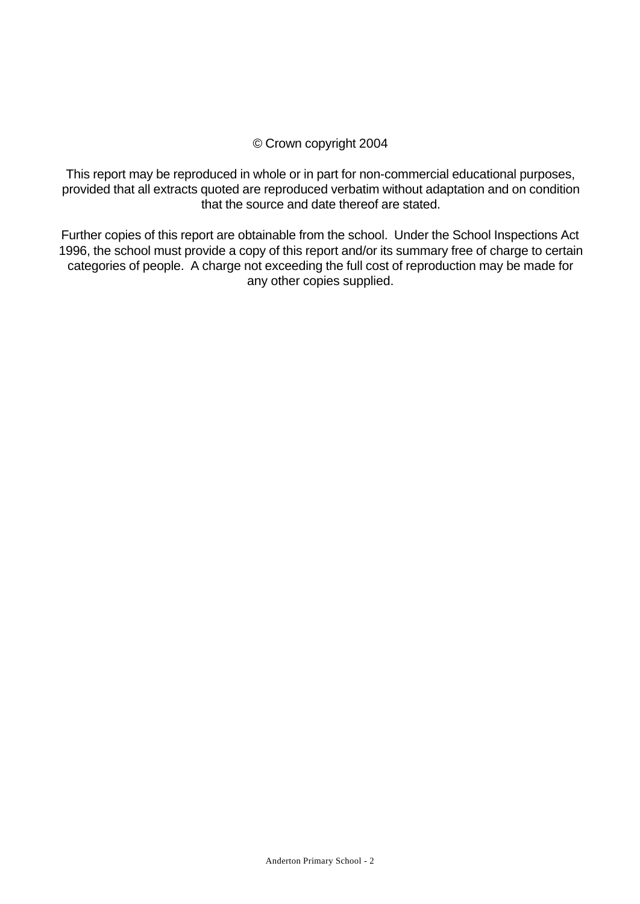© Crown copyright 2004

This report may be reproduced in whole or in part for non-commercial educational purposes, provided that all extracts quoted are reproduced verbatim without adaptation and on condition that the source and date thereof are stated.

Further copies of this report are obtainable from the school. Under the School Inspections Act 1996, the school must provide a copy of this report and/or its summary free of charge to certain categories of people. A charge not exceeding the full cost of reproduction may be made for any other copies supplied.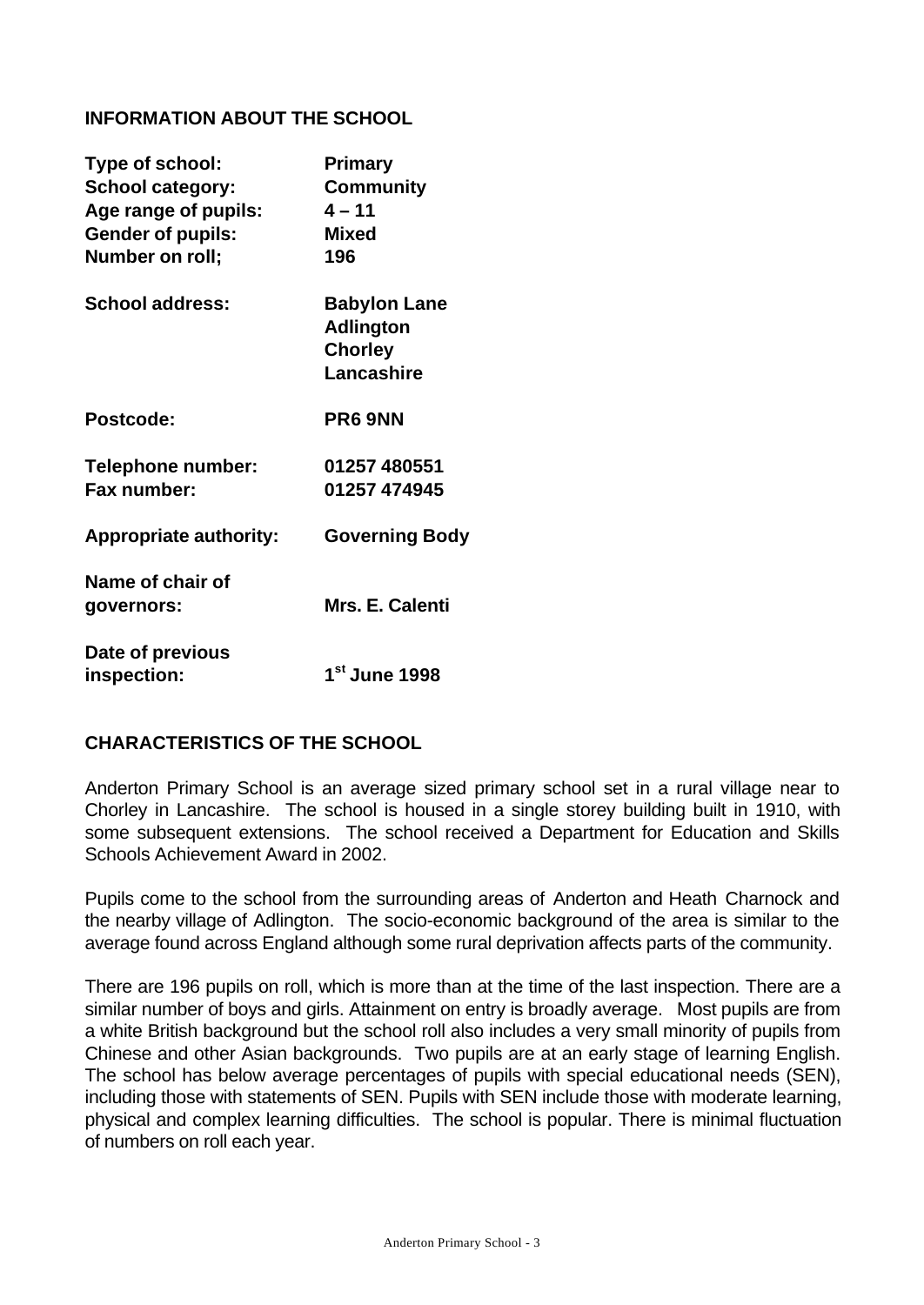## INFORMATION ABOUT THE SCHOOL

| | |
|---|---|
| **Type of school:** | **Primary** |
| **School category:** | **Community** |
| **Age range of pupils:** | **4 – 11** |
| **Gender of pupils:** | **Mixed** |
| **Number on roll;** | **196** |
| **School address:** | **Babylon Lane**<br>**Adlington**<br>**Chorley**<br>**Lancashire** |
| **Postcode:** | **PR6 9NN** |
| **Telephone number:** | **01257 480551** |
| **Fax number:** | **01257 474945** |
| **Appropriate authority:** | **Governing Body** |
| **Name of chair of governors:** | **Mrs. E. Calenti** |
| **Date of previous inspection:** | **1st June 1998** |

## CHARACTERISTICS OF THE SCHOOL

Anderton Primary School is an average sized primary school set in a rural village near to Chorley in Lancashire. The school is housed in a single storey building built in 1910, with some subsequent extensions. The school received a Department for Education and Skills Schools Achievement Award in 2002.

Pupils come to the school from the surrounding areas of Anderton and Heath Charnock and the nearby village of Adlington. The socio-economic background of the area is similar to the average found across England although some rural deprivation affects parts of the community.

There are 196 pupils on roll, which is more than at the time of the last inspection. There are a similar number of boys and girls. Attainment on entry is broadly average. Most pupils are from a white British background but the school roll also includes a very small minority of pupils from Chinese and other Asian backgrounds. Two pupils are at an early stage of learning English. The school has below average percentages of pupils with special educational needs (SEN), including those with statements of SEN. Pupils with SEN include those with moderate learning, physical and complex learning difficulties. The school is popular. There is minimal fluctuation of numbers on roll each year.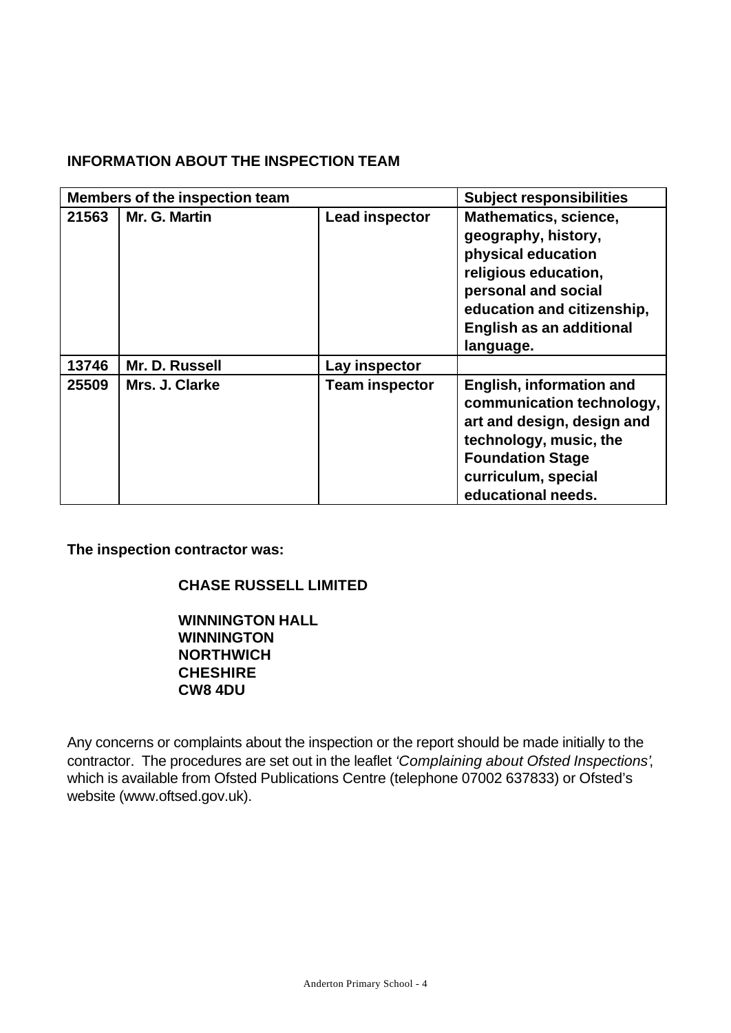## INFORMATION ABOUT THE INSPECTION TEAM

| Members of the inspection team | | | Subject responsibilities |
|---|---|---|---|
| 21563 | Mr. G. Martin | Lead inspector | Mathematics, science, geography, history, physical education religious education, personal and social education and citizenship, English as an additional language. |
| 13746 | Mr. D. Russell | Lay inspector | |
| 25509 | Mrs. J. Clarke | Team inspector | English, information and communication technology, art and design, design and technology, music, the Foundation Stage curriculum, special educational needs. |

**The inspection contractor was:**

**CHASE RUSSELL LIMITED**

**WINNINGTON HALL**
**WINNINGTON**
**NORTHWICH**
**CHESHIRE**
**CW8 4DU**

Any concerns or complaints about the inspection or the report should be made initially to the contractor. The procedures are set out in the leaflet *'Complaining about Ofsted Inspections'*, which is available from Ofsted Publications Centre (telephone 07002 637833) or Ofsted's website (www.oftsed.gov.uk).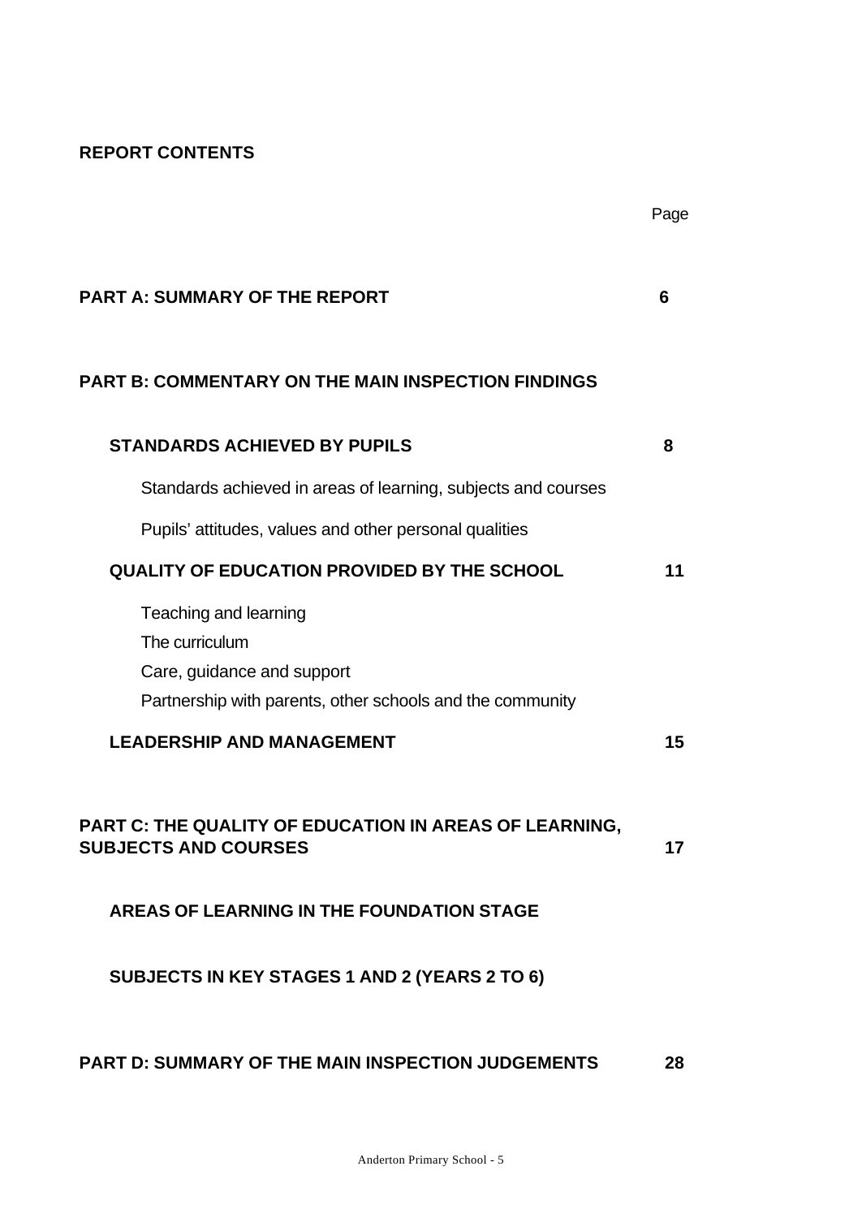**REPORT CONTENTS**

| | Page |
|---|---|
| **PART A: SUMMARY OF THE REPORT** | **6** |
| **PART B: COMMENTARY ON THE MAIN INSPECTION FINDINGS** | |
| **STANDARDS ACHIEVED BY PUPILS** | **8** |
| Standards achieved in areas of learning, subjects and courses | |
| Pupils' attitudes, values and other personal qualities | |
| **QUALITY OF EDUCATION PROVIDED BY THE SCHOOL** | **11** |
| Teaching and learning | |
| The curriculum | |
| Care, guidance and support | |
| Partnership with parents, other schools and the community | |
| **LEADERSHIP AND MANAGEMENT** | **15** |
| **PART C: THE QUALITY OF EDUCATION IN AREAS OF LEARNING, SUBJECTS AND COURSES** | **17** |
| **AREAS OF LEARNING IN THE FOUNDATION STAGE** | |
| **SUBJECTS IN KEY STAGES 1 AND 2 (YEARS 2 TO 6)** | |
| **PART D: SUMMARY OF THE MAIN INSPECTION JUDGEMENTS** | **28** |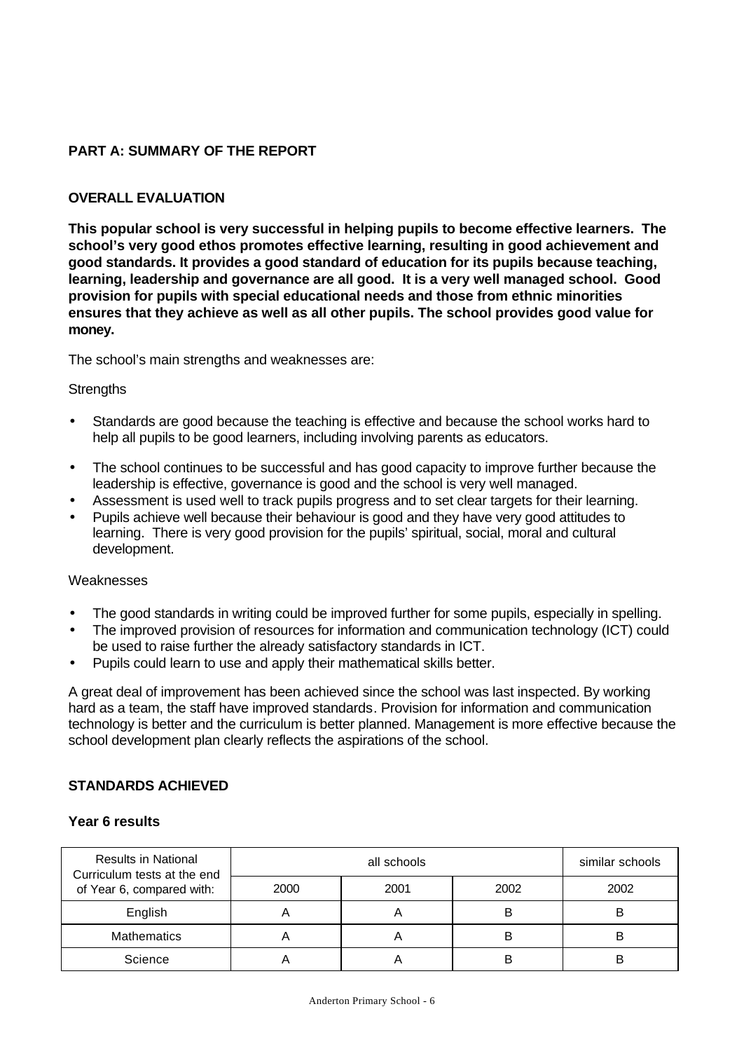## PART A: SUMMARY OF THE REPORT

### OVERALL EVALUATION

**This popular school is very successful in helping pupils to become effective learners. The school's very good ethos promotes effective learning, resulting in good achievement and good standards. It provides a good standard of education for its pupils because teaching, learning, leadership and governance are all good. It is a very well managed school. Good provision for pupils with special educational needs and those from ethnic minorities ensures that they achieve as well as all other pupils. The school provides good value for money.**

The school's main strengths and weaknesses are:

Strengths

- Standards are good because the teaching is effective and because the school works hard to help all pupils to be good learners, including involving parents as educators.
- The school continues to be successful and has good capacity to improve further because the leadership is effective, governance is good and the school is very well managed.
- Assessment is used well to track pupils progress and to set clear targets for their learning.
- Pupils achieve well because their behaviour is good and they have very good attitudes to learning. There is very good provision for the pupils' spiritual, social, moral and cultural development.

Weaknesses

- The good standards in writing could be improved further for some pupils, especially in spelling.
- The improved provision of resources for information and communication technology (ICT) could be used to raise further the already satisfactory standards in ICT.
- Pupils could learn to use and apply their mathematical skills better.

A great deal of improvement has been achieved since the school was last inspected. By working hard as a team, the staff have improved standards. Provision for information and communication technology is better and the curriculum is better planned. Management is more effective because the school development plan clearly reflects the aspirations of the school.

### STANDARDS ACHIEVED

**Year 6 results**

| Results in National Curriculum tests at the end of Year 6, compared with: | all schools | | | similar schools |
|---|---|---|---|---|
| | 2000 | 2001 | 2002 | 2002 |
| English | A | A | B | B |
| Mathematics | A | A | B | B |
| Science | A | A | B | B |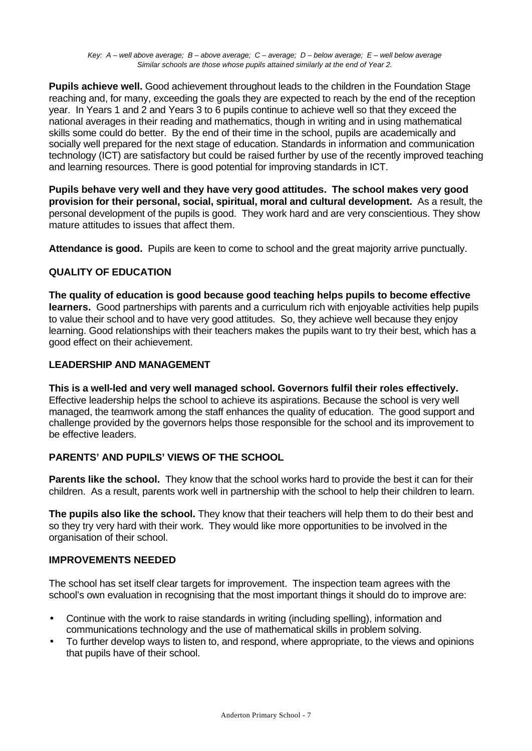*Key: A – well above average; B – above average; C – average; D – below average; E – well below average*
*Similar schools are those whose pupils attained similarly at the end of Year 2.*

**Pupils achieve well.** Good achievement throughout leads to the children in the Foundation Stage reaching and, for many, exceeding the goals they are expected to reach by the end of the reception year. In Years 1 and 2 and Years 3 to 6 pupils continue to achieve well so that they exceed the national averages in their reading and mathematics, though in writing and in using mathematical skills some could do better. By the end of their time in the school, pupils are academically and socially well prepared for the next stage of education. Standards in information and communication technology (ICT) are satisfactory but could be raised further by use of the recently improved teaching and learning resources. There is good potential for improving standards in ICT.

**Pupils behave very well and they have very good attitudes. The school makes very good provision for their personal, social, spiritual, moral and cultural development.** As a result, the personal development of the pupils is good. They work hard and are very conscientious. They show mature attitudes to issues that affect them.

**Attendance is good.** Pupils are keen to come to school and the great majority arrive punctually.

## QUALITY OF EDUCATION

**The quality of education is good because good teaching helps pupils to become effective learners.** Good partnerships with parents and a curriculum rich with enjoyable activities help pupils to value their school and to have very good attitudes. So, they achieve well because they enjoy learning. Good relationships with their teachers makes the pupils want to try their best, which has a good effect on their achievement.

## LEADERSHIP AND MANAGEMENT

**This is a well-led and very well managed school. Governors fulfil their roles effectively.** Effective leadership helps the school to achieve its aspirations. Because the school is very well managed, the teamwork among the staff enhances the quality of education. The good support and challenge provided by the governors helps those responsible for the school and its improvement to be effective leaders.

## PARENTS' AND PUPILS' VIEWS OF THE SCHOOL

**Parents like the school.** They know that the school works hard to provide the best it can for their children. As a result, parents work well in partnership with the school to help their children to learn.

**The pupils also like the school.** They know that their teachers will help them to do their best and so they try very hard with their work. They would like more opportunities to be involved in the organisation of their school.

## IMPROVEMENTS NEEDED

The school has set itself clear targets for improvement. The inspection team agrees with the school's own evaluation in recognising that the most important things it should do to improve are:

- Continue with the work to raise standards in writing (including spelling), information and communications technology and the use of mathematical skills in problem solving.
- To further develop ways to listen to, and respond, where appropriate, to the views and opinions that pupils have of their school.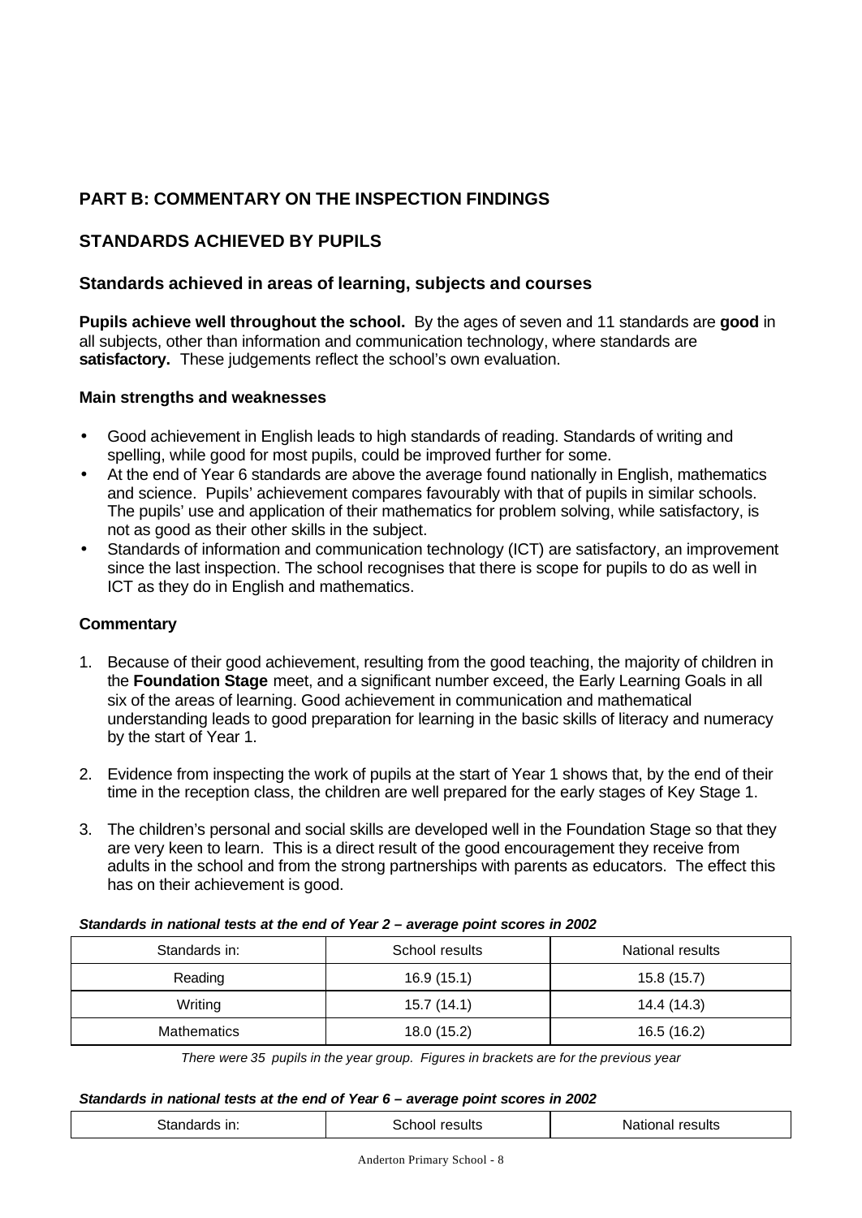## PART B: COMMENTARY ON THE INSPECTION FINDINGS

## STANDARDS ACHIEVED BY PUPILS

### Standards achieved in areas of learning, subjects and courses

**Pupils achieve well throughout the school.** By the ages of seven and 11 standards are **good** in all subjects, other than information and communication technology, where standards are **satisfactory.** These judgements reflect the school's own evaluation.

#### Main strengths and weaknesses

- Good achievement in English leads to high standards of reading. Standards of writing and spelling, while good for most pupils, could be improved further for some.
- At the end of Year 6 standards are above the average found nationally in English, mathematics and science. Pupils' achievement compares favourably with that of pupils in similar schools. The pupils' use and application of their mathematics for problem solving, while satisfactory, is not as good as their other skills in the subject.
- Standards of information and communication technology (ICT) are satisfactory, an improvement since the last inspection. The school recognises that there is scope for pupils to do as well in ICT as they do in English and mathematics.

#### Commentary

1. Because of their good achievement, resulting from the good teaching, the majority of children in the **Foundation Stage** meet, and a significant number exceed, the Early Learning Goals in all six of the areas of learning. Good achievement in communication and mathematical understanding leads to good preparation for learning in the basic skills of literacy and numeracy by the start of Year 1.

2. Evidence from inspecting the work of pupils at the start of Year 1 shows that, by the end of their time in the reception class, the children are well prepared for the early stages of Key Stage 1.

3. The children's personal and social skills are developed well in the Foundation Stage so that they are very keen to learn. This is a direct result of the good encouragement they receive from adults in the school and from the strong partnerships with parents as educators. The effect this has on their achievement is good.

***Standards in national tests at the end of Year 2 – average point scores in 2002***

| Standards in: | School results | National results |
|---|---|---|
| Reading | 16.9 (15.1) | 15.8 (15.7) |
| Writing | 15.7 (14.1) | 14.4 (14.3) |
| Mathematics | 18.0 (15.2) | 16.5 (16.2) |

*There were 35 pupils in the year group. Figures in brackets are for the previous year*

***Standards in national tests at the end of Year 6 – average point scores in 2002***

| Standards in: | School results | National results |
|---|---|---|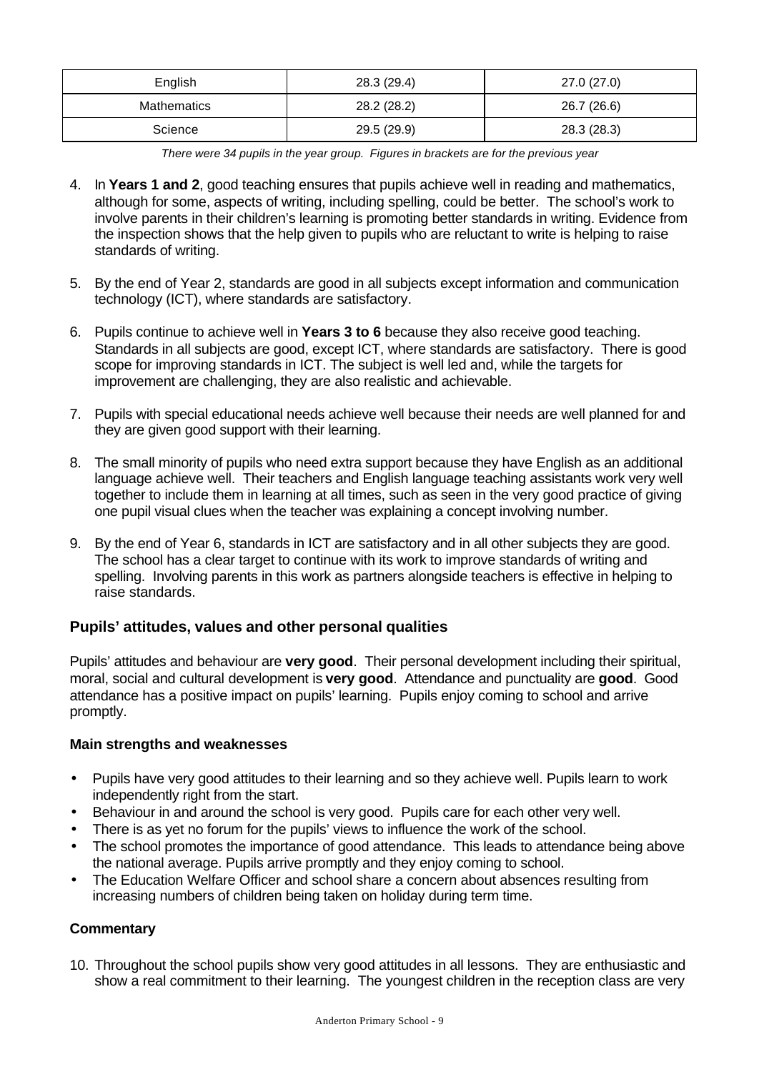| | | |
|---|---|---|
| English | 28.3 (29.4) | 27.0 (27.0) |
| Mathematics | 28.2 (28.2) | 26.7 (26.6) |
| Science | 29.5 (29.9) | 28.3 (28.3) |

*There were 34 pupils in the year group. Figures in brackets are for the previous year*

4. In **Years 1 and 2**, good teaching ensures that pupils achieve well in reading and mathematics, although for some, aspects of writing, including spelling, could be better. The school's work to involve parents in their children's learning is promoting better standards in writing. Evidence from the inspection shows that the help given to pupils who are reluctant to write is helping to raise standards of writing.

5. By the end of Year 2, standards are good in all subjects except information and communication technology (ICT), where standards are satisfactory.

6. Pupils continue to achieve well in **Years 3 to 6** because they also receive good teaching. Standards in all subjects are good, except ICT, where standards are satisfactory. There is good scope for improving standards in ICT. The subject is well led and, while the targets for improvement are challenging, they are also realistic and achievable.

7. Pupils with special educational needs achieve well because their needs are well planned for and they are given good support with their learning.

8. The small minority of pupils who need extra support because they have English as an additional language achieve well. Their teachers and English language teaching assistants work very well together to include them in learning at all times, such as seen in the very good practice of giving one pupil visual clues when the teacher was explaining a concept involving number.

9. By the end of Year 6, standards in ICT are satisfactory and in all other subjects they are good. The school has a clear target to continue with its work to improve standards of writing and spelling. Involving parents in this work as partners alongside teachers is effective in helping to raise standards.

### Pupils' attitudes, values and other personal qualities

Pupils' attitudes and behaviour are **very good**. Their personal development including their spiritual, moral, social and cultural development is **very good**. Attendance and punctuality are **good**. Good attendance has a positive impact on pupils' learning. Pupils enjoy coming to school and arrive promptly.

#### Main strengths and weaknesses

- Pupils have very good attitudes to their learning and so they achieve well. Pupils learn to work independently right from the start.
- Behaviour in and around the school is very good. Pupils care for each other very well.
- There is as yet no forum for the pupils' views to influence the work of the school.
- The school promotes the importance of good attendance. This leads to attendance being above the national average. Pupils arrive promptly and they enjoy coming to school.
- The Education Welfare Officer and school share a concern about absences resulting from increasing numbers of children being taken on holiday during term time.

#### Commentary

10. Throughout the school pupils show very good attitudes in all lessons. They are enthusiastic and show a real commitment to their learning. The youngest children in the reception class are very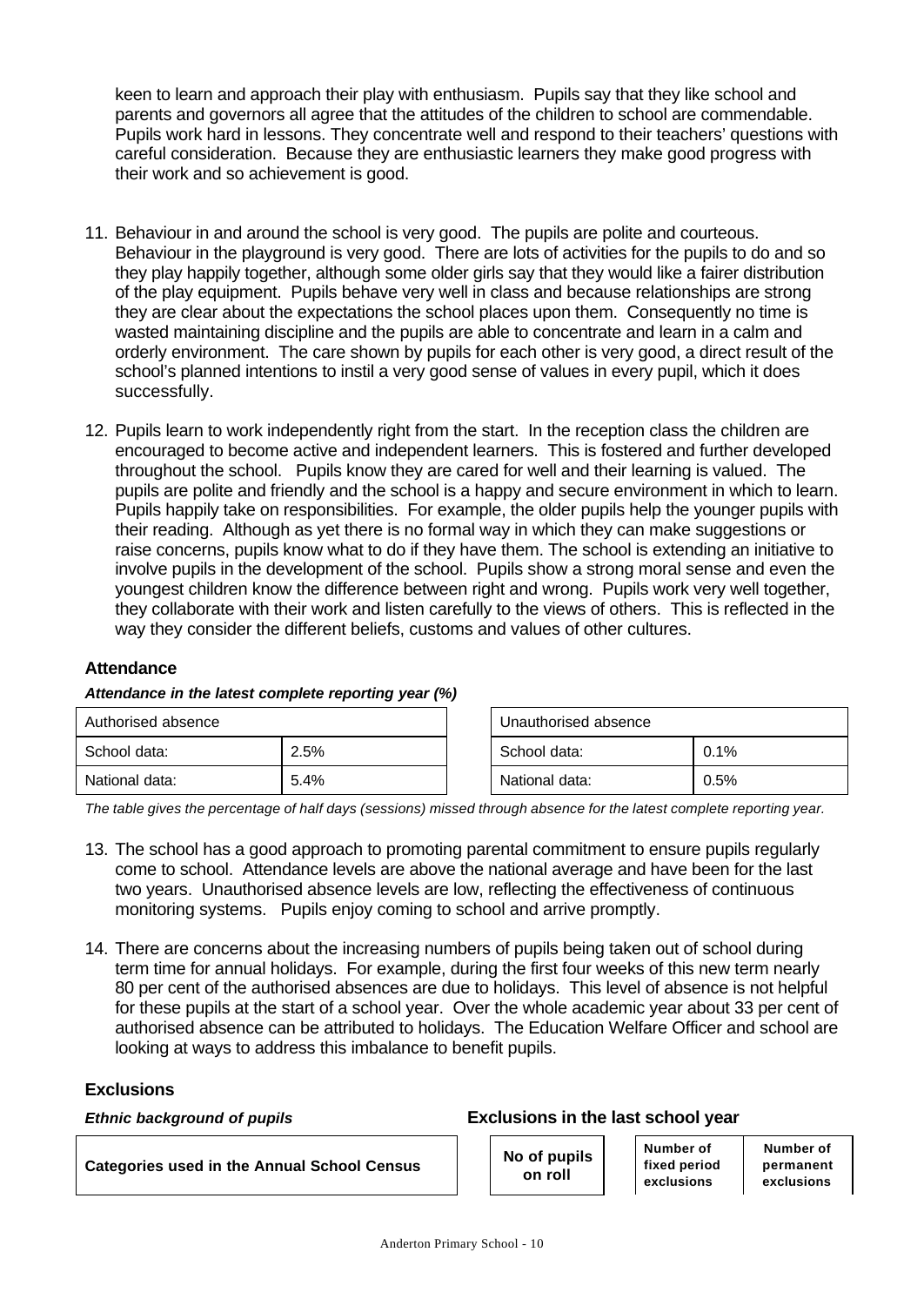keen to learn and approach their play with enthusiasm. Pupils say that they like school and parents and governors all agree that the attitudes of the children to school are commendable. Pupils work hard in lessons. They concentrate well and respond to their teachers' questions with careful consideration. Because they are enthusiastic learners they make good progress with their work and so achievement is good.

11. Behaviour in and around the school is very good. The pupils are polite and courteous. Behaviour in the playground is very good. There are lots of activities for the pupils to do and so they play happily together, although some older girls say that they would like a fairer distribution of the play equipment. Pupils behave very well in class and because relationships are strong they are clear about the expectations the school places upon them. Consequently no time is wasted maintaining discipline and the pupils are able to concentrate and learn in a calm and orderly environment. The care shown by pupils for each other is very good, a direct result of the school's planned intentions to instil a very good sense of values in every pupil, which it does successfully.

12. Pupils learn to work independently right from the start. In the reception class the children are encouraged to become active and independent learners. This is fostered and further developed throughout the school. Pupils know they are cared for well and their learning is valued. The pupils are polite and friendly and the school is a happy and secure environment in which to learn. Pupils happily take on responsibilities. For example, the older pupils help the younger pupils with their reading. Although as yet there is no formal way in which they can make suggestions or raise concerns, pupils know what to do if they have them. The school is extending an initiative to involve pupils in the development of the school. Pupils show a strong moral sense and even the youngest children know the difference between right and wrong. Pupils work very well together, they collaborate with their work and listen carefully to the views of others. This is reflected in the way they consider the different beliefs, customs and values of other cultures.

### Attendance

***Attendance in the latest complete reporting year (%)***

| Authorised absence | |
|---|---|
| School data: | 2.5% |
| National data: | 5.4% |

| Unauthorised absence | |
|---|---|
| School data: | 0.1% |
| National data: | 0.5% |

*The table gives the percentage of half days (sessions) missed through absence for the latest complete reporting year.*

13. The school has a good approach to promoting parental commitment to ensure pupils regularly come to school. Attendance levels are above the national average and have been for the last two years. Unauthorised absence levels are low, reflecting the effectiveness of continuous monitoring systems. Pupils enjoy coming to school and arrive promptly.

14. There are concerns about the increasing numbers of pupils being taken out of school during term time for annual holidays. For example, during the first four weeks of this new term nearly 80 per cent of the authorised absences are due to holidays. This level of absence is not helpful for these pupils at the start of a school year. Over the whole academic year about 33 per cent of authorised absence can be attributed to holidays. The Education Welfare Officer and school are looking at ways to address this imbalance to benefit pupils.

### Exclusions

***Ethnic background of pupils*** **Exclusions in the last school year**

| Categories used in the Annual School Census | No of pupils on roll | Number of fixed period exclusions | Number of permanent exclusions |
|---|---|---|---|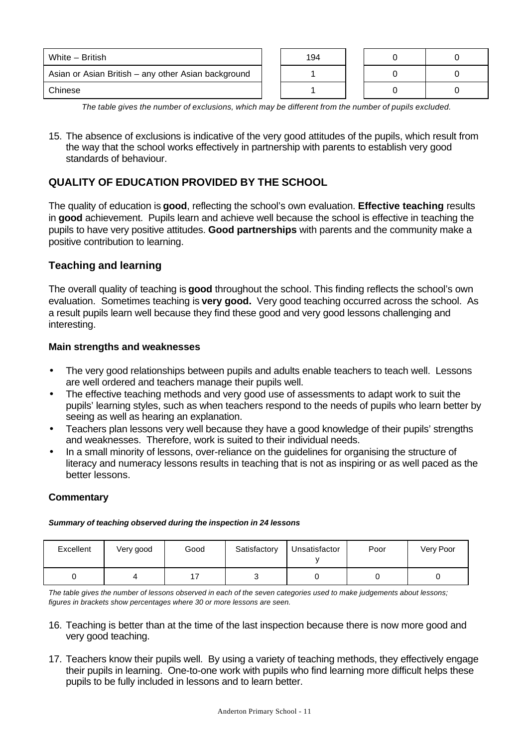| | | | |
|---|---|---|---|
| White – British | 194 | 0 | 0 |
| Asian or Asian British – any other Asian background | 1 | 0 | 0 |
| Chinese | 1 | 0 | 0 |

*The table gives the number of exclusions, which may be different from the number of pupils excluded.*

15. The absence of exclusions is indicative of the very good attitudes of the pupils, which result from the way that the school works effectively in partnership with parents to establish very good standards of behaviour.

## QUALITY OF EDUCATION PROVIDED BY THE SCHOOL

The quality of education is **good**, reflecting the school's own evaluation. **Effective teaching** results in **good** achievement. Pupils learn and achieve well because the school is effective in teaching the pupils to have very positive attitudes. **Good partnerships** with parents and the community make a positive contribution to learning.

### Teaching and learning

The overall quality of teaching is **good** throughout the school. This finding reflects the school's own evaluation. Sometimes teaching is **very good.** Very good teaching occurred across the school. As a result pupils learn well because they find these good and very good lessons challenging and interesting.

#### Main strengths and weaknesses

- The very good relationships between pupils and adults enable teachers to teach well. Lessons are well ordered and teachers manage their pupils well.
- The effective teaching methods and very good use of assessments to adapt work to suit the pupils' learning styles, such as when teachers respond to the needs of pupils who learn better by seeing as well as hearing an explanation.
- Teachers plan lessons very well because they have a good knowledge of their pupils' strengths and weaknesses. Therefore, work is suited to their individual needs.
- In a small minority of lessons, over-reliance on the guidelines for organising the structure of literacy and numeracy lessons results in teaching that is not as inspiring or as well paced as the better lessons.

#### Commentary

***Summary of teaching observed during the inspection in 24 lessons***

| Excellent | Very good | Good | Satisfactory | Unsatisfactory | Poor | Very Poor |
|---|---|---|---|---|---|---|
| 0 | 4 | 17 | 3 | 0 | 0 | 0 |

*The table gives the number of lessons observed in each of the seven categories used to make judgements about lessons; figures in brackets show percentages where 30 or more lessons are seen.*

16. Teaching is better than at the time of the last inspection because there is now more good and very good teaching.

17. Teachers know their pupils well. By using a variety of teaching methods, they effectively engage their pupils in learning. One-to-one work with pupils who find learning more difficult helps these pupils to be fully included in lessons and to learn better.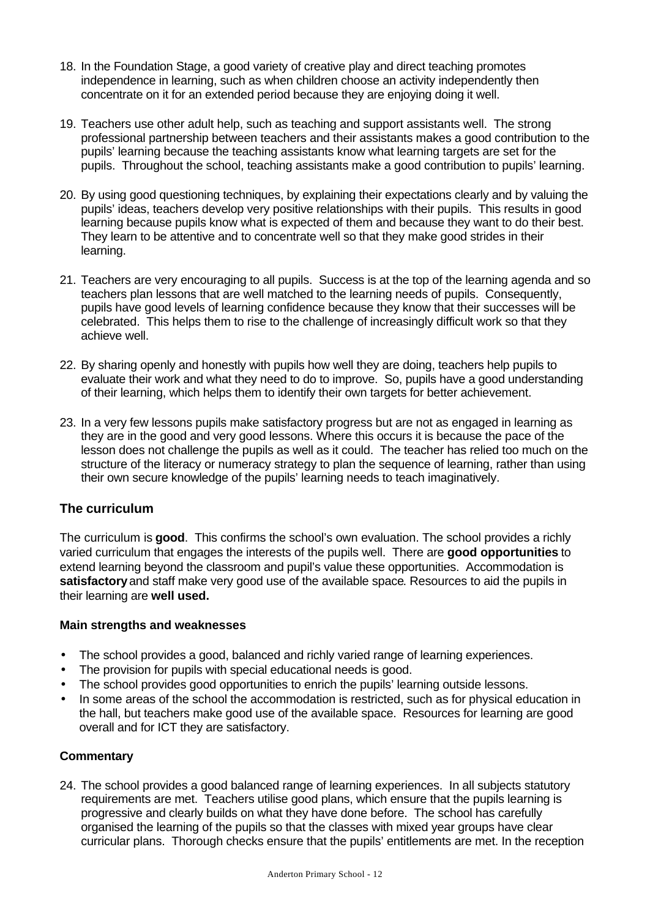18. In the Foundation Stage, a good variety of creative play and direct teaching promotes independence in learning, such as when children choose an activity independently then concentrate on it for an extended period because they are enjoying doing it well.

19. Teachers use other adult help, such as teaching and support assistants well. The strong professional partnership between teachers and their assistants makes a good contribution to the pupils' learning because the teaching assistants know what learning targets are set for the pupils. Throughout the school, teaching assistants make a good contribution to pupils' learning.

20. By using good questioning techniques, by explaining their expectations clearly and by valuing the pupils' ideas, teachers develop very positive relationships with their pupils. This results in good learning because pupils know what is expected of them and because they want to do their best. They learn to be attentive and to concentrate well so that they make good strides in their learning.

21. Teachers are very encouraging to all pupils. Success is at the top of the learning agenda and so teachers plan lessons that are well matched to the learning needs of pupils. Consequently, pupils have good levels of learning confidence because they know that their successes will be celebrated. This helps them to rise to the challenge of increasingly difficult work so that they achieve well.

22. By sharing openly and honestly with pupils how well they are doing, teachers help pupils to evaluate their work and what they need to do to improve. So, pupils have a good understanding of their learning, which helps them to identify their own targets for better achievement.

23. In a very few lessons pupils make satisfactory progress but are not as engaged in learning as they are in the good and very good lessons. Where this occurs it is because the pace of the lesson does not challenge the pupils as well as it could. The teacher has relied too much on the structure of the literacy or numeracy strategy to plan the sequence of learning, rather than using their own secure knowledge of the pupils' learning needs to teach imaginatively.

## The curriculum

The curriculum is **good**. This confirms the school's own evaluation. The school provides a richly varied curriculum that engages the interests of the pupils well. There are **good opportunities** to extend learning beyond the classroom and pupil's value these opportunities. Accommodation is **satisfactory** and staff make very good use of the available space. Resources to aid the pupils in their learning are **well used.**

### Main strengths and weaknesses

- The school provides a good, balanced and richly varied range of learning experiences.
- The provision for pupils with special educational needs is good.
- The school provides good opportunities to enrich the pupils' learning outside lessons.
- In some areas of the school the accommodation is restricted, such as for physical education in the hall, but teachers make good use of the available space. Resources for learning are good overall and for ICT they are satisfactory.

### Commentary

24. The school provides a good balanced range of learning experiences. In all subjects statutory requirements are met. Teachers utilise good plans, which ensure that the pupils learning is progressive and clearly builds on what they have done before. The school has carefully organised the learning of the pupils so that the classes with mixed year groups have clear curricular plans. Thorough checks ensure that the pupils' entitlements are met. In the reception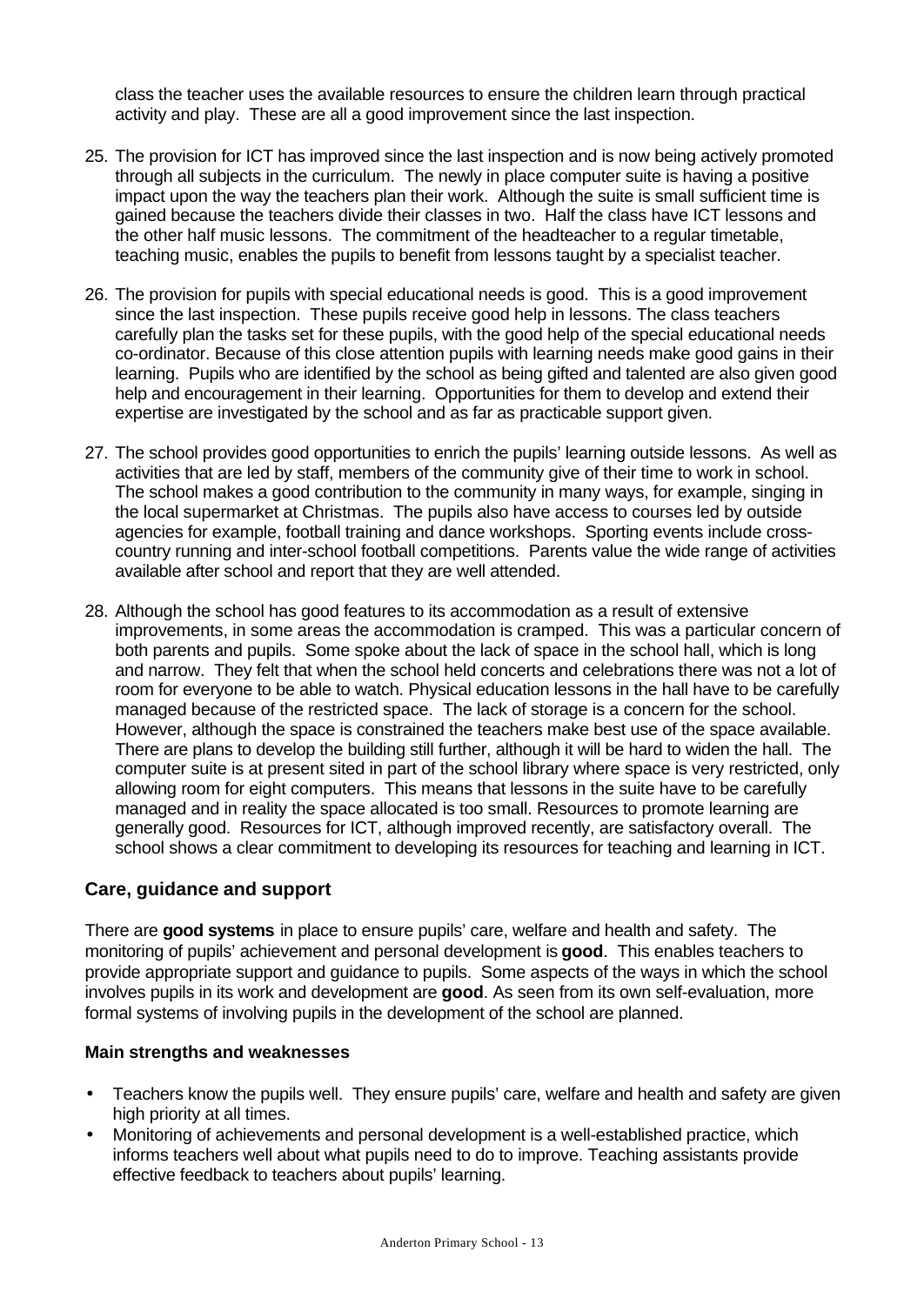class the teacher uses the available resources to ensure the children learn through practical activity and play. These are all a good improvement since the last inspection.

25. The provision for ICT has improved since the last inspection and is now being actively promoted through all subjects in the curriculum. The newly in place computer suite is having a positive impact upon the way the teachers plan their work. Although the suite is small sufficient time is gained because the teachers divide their classes in two. Half the class have ICT lessons and the other half music lessons. The commitment of the headteacher to a regular timetable, teaching music, enables the pupils to benefit from lessons taught by a specialist teacher.

26. The provision for pupils with special educational needs is good. This is a good improvement since the last inspection. These pupils receive good help in lessons. The class teachers carefully plan the tasks set for these pupils, with the good help of the special educational needs co-ordinator. Because of this close attention pupils with learning needs make good gains in their learning. Pupils who are identified by the school as being gifted and talented are also given good help and encouragement in their learning. Opportunities for them to develop and extend their expertise are investigated by the school and as far as practicable support given.

27. The school provides good opportunities to enrich the pupils' learning outside lessons. As well as activities that are led by staff, members of the community give of their time to work in school. The school makes a good contribution to the community in many ways, for example, singing in the local supermarket at Christmas. The pupils also have access to courses led by outside agencies for example, football training and dance workshops. Sporting events include cross-country running and inter-school football competitions. Parents value the wide range of activities available after school and report that they are well attended.

28. Although the school has good features to its accommodation as a result of extensive improvements, in some areas the accommodation is cramped. This was a particular concern of both parents and pupils. Some spoke about the lack of space in the school hall, which is long and narrow. They felt that when the school held concerts and celebrations there was not a lot of room for everyone to be able to watch. Physical education lessons in the hall have to be carefully managed because of the restricted space. The lack of storage is a concern for the school. However, although the space is constrained the teachers make best use of the space available. There are plans to develop the building still further, although it will be hard to widen the hall. The computer suite is at present sited in part of the school library where space is very restricted, only allowing room for eight computers. This means that lessons in the suite have to be carefully managed and in reality the space allocated is too small. Resources to promote learning are generally good. Resources for ICT, although improved recently, are satisfactory overall. The school shows a clear commitment to developing its resources for teaching and learning in ICT.

## Care, guidance and support

There are **good systems** in place to ensure pupils' care, welfare and health and safety. The monitoring of pupils' achievement and personal development is **good**. This enables teachers to provide appropriate support and guidance to pupils. Some aspects of the ways in which the school involves pupils in its work and development are **good**. As seen from its own self-evaluation, more formal systems of involving pupils in the development of the school are planned.

### Main strengths and weaknesses

- Teachers know the pupils well. They ensure pupils' care, welfare and health and safety are given high priority at all times.
- Monitoring of achievements and personal development is a well-established practice, which informs teachers well about what pupils need to do to improve. Teaching assistants provide effective feedback to teachers about pupils' learning.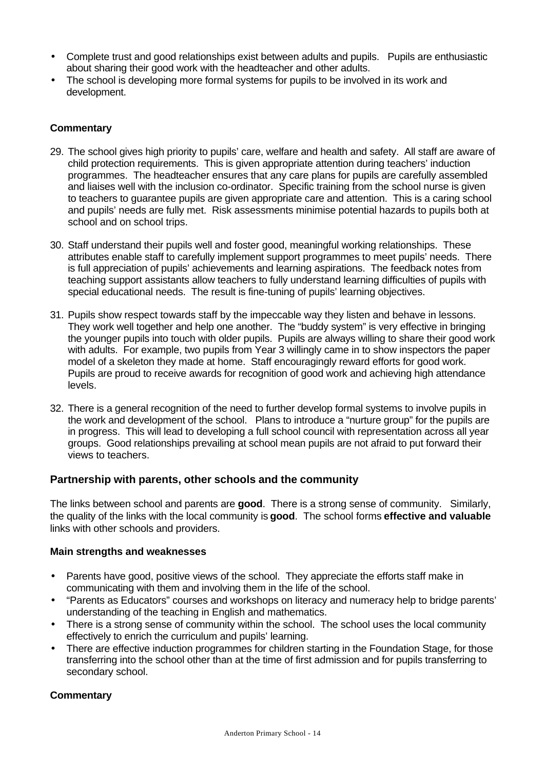- Complete trust and good relationships exist between adults and pupils. Pupils are enthusiastic about sharing their good work with the headteacher and other adults.
- The school is developing more formal systems for pupils to be involved in its work and development.

#### Commentary

29. The school gives high priority to pupils' care, welfare and health and safety. All staff are aware of child protection requirements. This is given appropriate attention during teachers' induction programmes. The headteacher ensures that any care plans for pupils are carefully assembled and liaises well with the inclusion co-ordinator. Specific training from the school nurse is given to teachers to guarantee pupils are given appropriate care and attention. This is a caring school and pupils' needs are fully met. Risk assessments minimise potential hazards to pupils both at school and on school trips.

30. Staff understand their pupils well and foster good, meaningful working relationships. These attributes enable staff to carefully implement support programmes to meet pupils' needs. There is full appreciation of pupils' achievements and learning aspirations. The feedback notes from teaching support assistants allow teachers to fully understand learning difficulties of pupils with special educational needs. The result is fine-tuning of pupils' learning objectives.

31. Pupils show respect towards staff by the impeccable way they listen and behave in lessons. They work well together and help one another. The "buddy system" is very effective in bringing the younger pupils into touch with older pupils. Pupils are always willing to share their good work with adults. For example, two pupils from Year 3 willingly came in to show inspectors the paper model of a skeleton they made at home. Staff encouragingly reward efforts for good work. Pupils are proud to receive awards for recognition of good work and achieving high attendance levels.

32. There is a general recognition of the need to further develop formal systems to involve pupils in the work and development of the school. Plans to introduce a "nurture group" for the pupils are in progress. This will lead to developing a full school council with representation across all year groups. Good relationships prevailing at school mean pupils are not afraid to put forward their views to teachers.

### Partnership with parents, other schools and the community

The links between school and parents are **good**. There is a strong sense of community. Similarly, the quality of the links with the local community is **good**. The school forms **effective and valuable** links with other schools and providers.

#### Main strengths and weaknesses

- Parents have good, positive views of the school. They appreciate the efforts staff make in communicating with them and involving them in the life of the school.
- "Parents as Educators" courses and workshops on literacy and numeracy help to bridge parents' understanding of the teaching in English and mathematics.
- There is a strong sense of community within the school. The school uses the local community effectively to enrich the curriculum and pupils' learning.
- There are effective induction programmes for children starting in the Foundation Stage, for those transferring into the school other than at the time of first admission and for pupils transferring to secondary school.

#### Commentary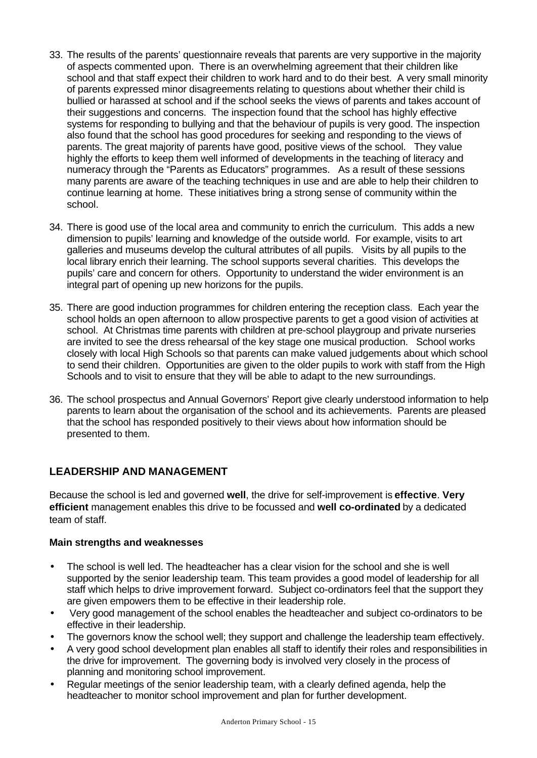33. The results of the parents' questionnaire reveals that parents are very supportive in the majority of aspects commented upon. There is an overwhelming agreement that their children like school and that staff expect their children to work hard and to do their best. A very small minority of parents expressed minor disagreements relating to questions about whether their child is bullied or harassed at school and if the school seeks the views of parents and takes account of their suggestions and concerns. The inspection found that the school has highly effective systems for responding to bullying and that the behaviour of pupils is very good. The inspection also found that the school has good procedures for seeking and responding to the views of parents. The great majority of parents have good, positive views of the school. They value highly the efforts to keep them well informed of developments in the teaching of literacy and numeracy through the "Parents as Educators" programmes. As a result of these sessions many parents are aware of the teaching techniques in use and are able to help their children to continue learning at home. These initiatives bring a strong sense of community within the school.

34. There is good use of the local area and community to enrich the curriculum. This adds a new dimension to pupils' learning and knowledge of the outside world. For example, visits to art galleries and museums develop the cultural attributes of all pupils. Visits by all pupils to the local library enrich their learning. The school supports several charities. This develops the pupils' care and concern for others. Opportunity to understand the wider environment is an integral part of opening up new horizons for the pupils.

35. There are good induction programmes for children entering the reception class. Each year the school holds an open afternoon to allow prospective parents to get a good vision of activities at school. At Christmas time parents with children at pre-school playgroup and private nurseries are invited to see the dress rehearsal of the key stage one musical production. School works closely with local High Schools so that parents can make valued judgements about which school to send their children. Opportunities are given to the older pupils to work with staff from the High Schools and to visit to ensure that they will be able to adapt to the new surroundings.

36. The school prospectus and Annual Governors' Report give clearly understood information to help parents to learn about the organisation of the school and its achievements. Parents are pleased that the school has responded positively to their views about how information should be presented to them.

## LEADERSHIP AND MANAGEMENT

Because the school is led and governed **well**, the drive for self-improvement is **effective**. **Very efficient** management enables this drive to be focussed and **well co-ordinated** by a dedicated team of staff.

**Main strengths and weaknesses**

- The school is well led. The headteacher has a clear vision for the school and she is well supported by the senior leadership team. This team provides a good model of leadership for all staff which helps to drive improvement forward. Subject co-ordinators feel that the support they are given empowers them to be effective in their leadership role.
- Very good management of the school enables the headteacher and subject co-ordinators to be effective in their leadership.
- The governors know the school well; they support and challenge the leadership team effectively.
- A very good school development plan enables all staff to identify their roles and responsibilities in the drive for improvement. The governing body is involved very closely in the process of planning and monitoring school improvement.
- Regular meetings of the senior leadership team, with a clearly defined agenda, help the headteacher to monitor school improvement and plan for further development.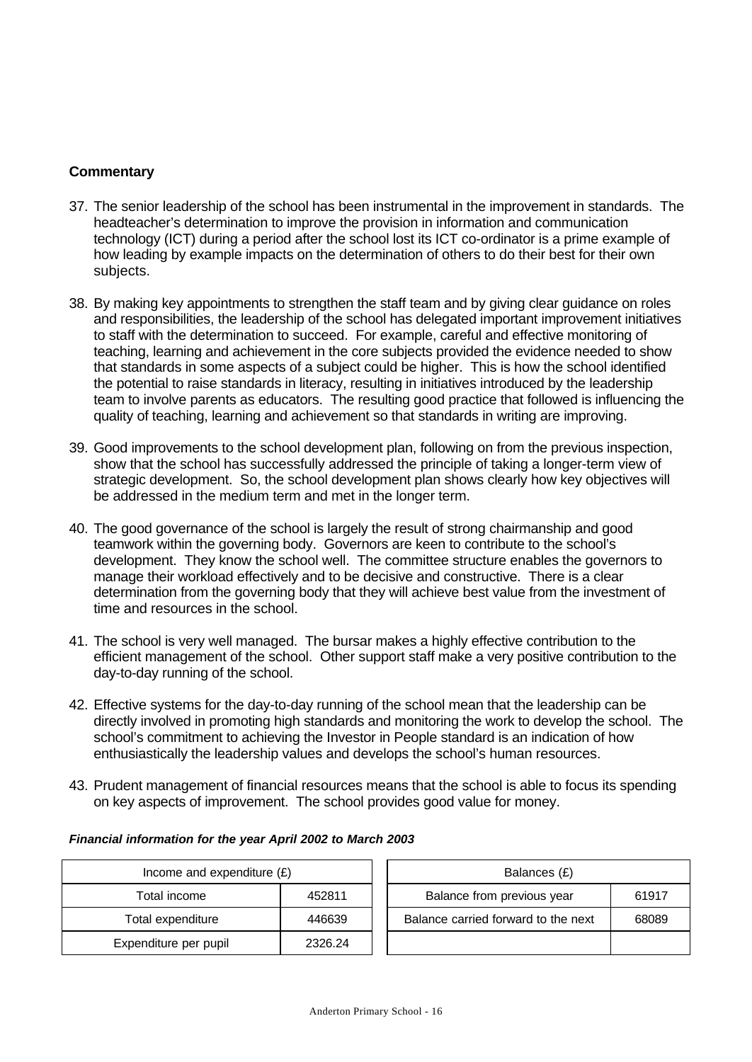**Commentary**

37. The senior leadership of the school has been instrumental in the improvement in standards. The headteacher's determination to improve the provision in information and communication technology (ICT) during a period after the school lost its ICT co-ordinator is a prime example of how leading by example impacts on the determination of others to do their best for their own subjects.

38. By making key appointments to strengthen the staff team and by giving clear guidance on roles and responsibilities, the leadership of the school has delegated important improvement initiatives to staff with the determination to succeed. For example, careful and effective monitoring of teaching, learning and achievement in the core subjects provided the evidence needed to show that standards in some aspects of a subject could be higher. This is how the school identified the potential to raise standards in literacy, resulting in initiatives introduced by the leadership team to involve parents as educators. The resulting good practice that followed is influencing the quality of teaching, learning and achievement so that standards in writing are improving.

39. Good improvements to the school development plan, following on from the previous inspection, show that the school has successfully addressed the principle of taking a longer-term view of strategic development. So, the school development plan shows clearly how key objectives will be addressed in the medium term and met in the longer term.

40. The good governance of the school is largely the result of strong chairmanship and good teamwork within the governing body. Governors are keen to contribute to the school's development. They know the school well. The committee structure enables the governors to manage their workload effectively and to be decisive and constructive. There is a clear determination from the governing body that they will achieve best value from the investment of time and resources in the school.

41. The school is very well managed. The bursar makes a highly effective contribution to the efficient management of the school. Other support staff make a very positive contribution to the day-to-day running of the school.

42. Effective systems for the day-to-day running of the school mean that the leadership can be directly involved in promoting high standards and monitoring the work to develop the school. The school's commitment to achieving the Investor in People standard is an indication of how enthusiastically the leadership values and develops the school's human resources.

43. Prudent management of financial resources means that the school is able to focus its spending on key aspects of improvement. The school provides good value for money.

***Financial information for the year April 2002 to March 2003***

| Income and expenditure (£) | |
|---|---|
| Total income | 452811 |
| Total expenditure | 446639 |
| Expenditure per pupil | 2326.24 |

| Balances (£) | |
|---|---|
| Balance from previous year | 61917 |
| Balance carried forward to the next | 68089 |
| | |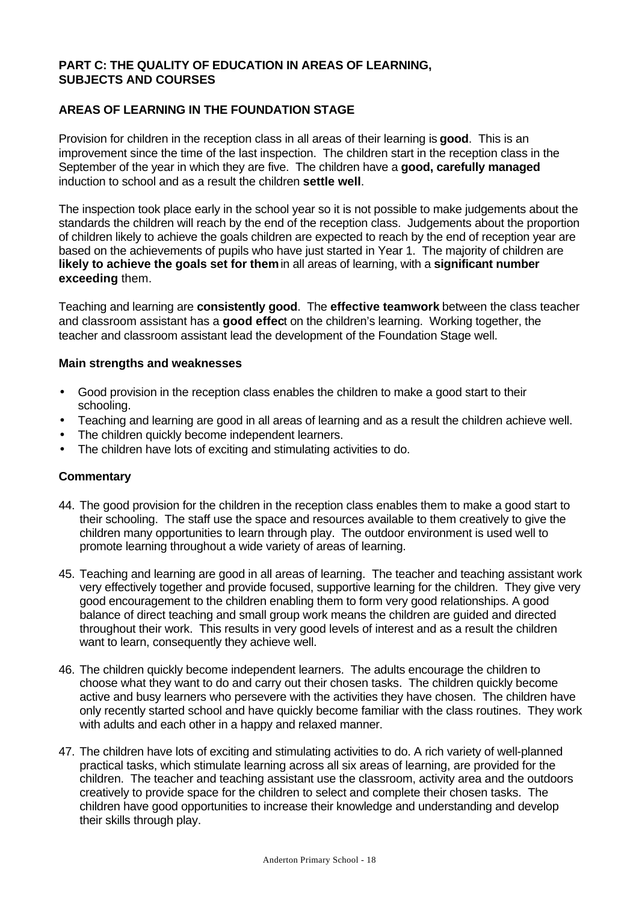**PART C: THE QUALITY OF EDUCATION IN AREAS OF LEARNING, SUBJECTS AND COURSES**

**AREAS OF LEARNING IN THE FOUNDATION STAGE**

Provision for children in the reception class in all areas of their learning is **good**. This is an improvement since the time of the last inspection. The children start in the reception class in the September of the year in which they are five. The children have a **good, carefully managed** induction to school and as a result the children **settle well**.

The inspection took place early in the school year so it is not possible to make judgements about the standards the children will reach by the end of the reception class. Judgements about the proportion of children likely to achieve the goals children are expected to reach by the end of reception year are based on the achievements of pupils who have just started in Year 1. The majority of children are **likely to achieve the goals set for them** in all areas of learning, with a **significant number exceeding** them.

Teaching and learning are **consistently good**. The **effective teamwork** between the class teacher and classroom assistant has a **good effect** on the children's learning. Working together, the teacher and classroom assistant lead the development of the Foundation Stage well.

**Main strengths and weaknesses**

- Good provision in the reception class enables the children to make a good start to their schooling.
- Teaching and learning are good in all areas of learning and as a result the children achieve well.
- The children quickly become independent learners.
- The children have lots of exciting and stimulating activities to do.

**Commentary**

44. The good provision for the children in the reception class enables them to make a good start to their schooling. The staff use the space and resources available to them creatively to give the children many opportunities to learn through play. The outdoor environment is used well to promote learning throughout a wide variety of areas of learning.

45. Teaching and learning are good in all areas of learning. The teacher and teaching assistant work very effectively together and provide focused, supportive learning for the children. They give very good encouragement to the children enabling them to form very good relationships. A good balance of direct teaching and small group work means the children are guided and directed throughout their work. This results in very good levels of interest and as a result the children want to learn, consequently they achieve well.

46. The children quickly become independent learners. The adults encourage the children to choose what they want to do and carry out their chosen tasks. The children quickly become active and busy learners who persevere with the activities they have chosen. The children have only recently started school and have quickly become familiar with the class routines. They work with adults and each other in a happy and relaxed manner.

47. The children have lots of exciting and stimulating activities to do. A rich variety of well-planned practical tasks, which stimulate learning across all six areas of learning, are provided for the children. The teacher and teaching assistant use the classroom, activity area and the outdoors creatively to provide space for the children to select and complete their chosen tasks. The children have good opportunities to increase their knowledge and understanding and develop their skills through play.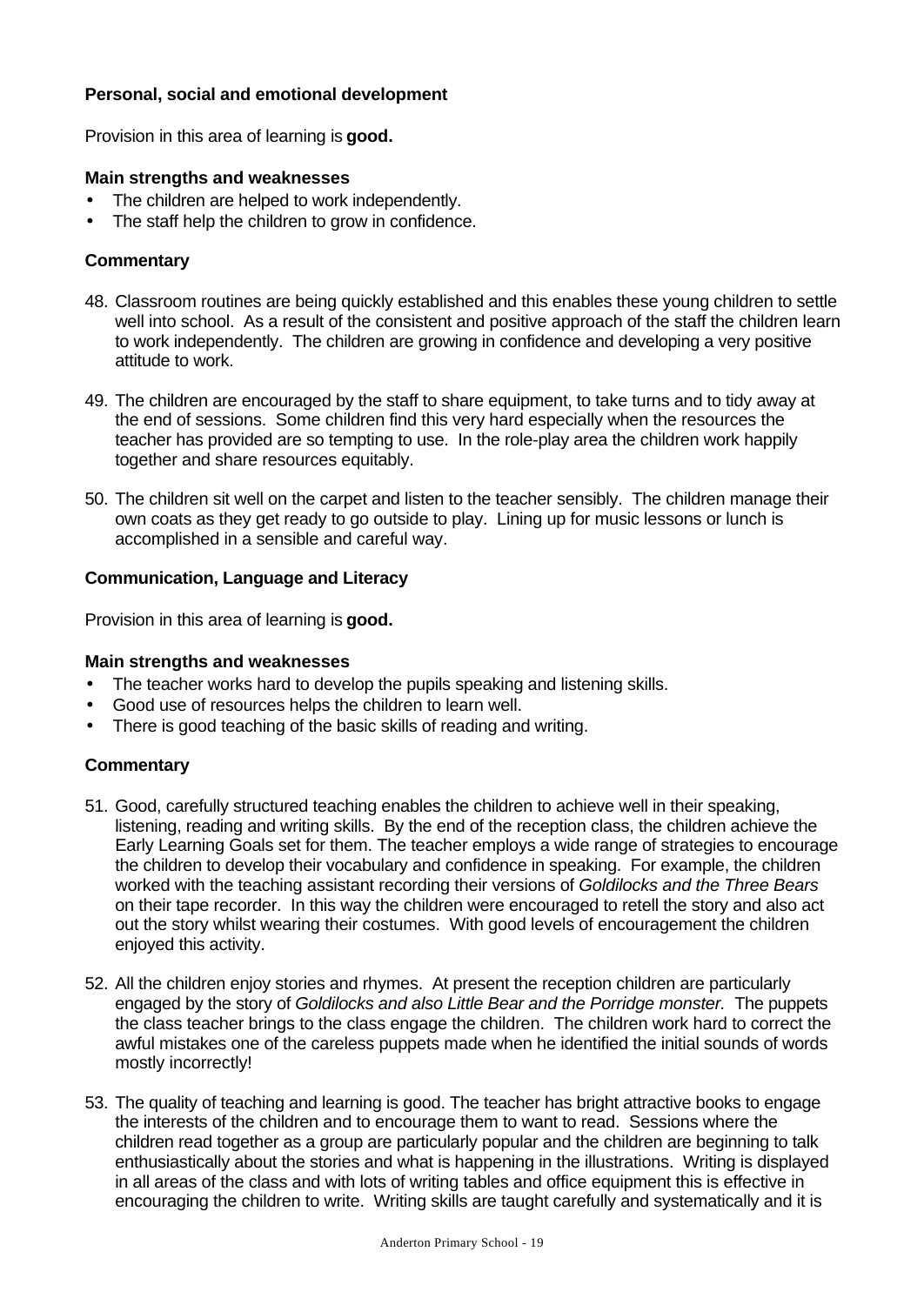**Personal, social and emotional development**

Provision in this area of learning is **good.**

**Main strengths and weaknesses**

- The children are helped to work independently.
- The staff help the children to grow in confidence.

**Commentary**

48. Classroom routines are being quickly established and this enables these young children to settle well into school. As a result of the consistent and positive approach of the staff the children learn to work independently. The children are growing in confidence and developing a very positive attitude to work.

49. The children are encouraged by the staff to share equipment, to take turns and to tidy away at the end of sessions. Some children find this very hard especially when the resources the teacher has provided are so tempting to use. In the role-play area the children work happily together and share resources equitably.

50. The children sit well on the carpet and listen to the teacher sensibly. The children manage their own coats as they get ready to go outside to play. Lining up for music lessons or lunch is accomplished in a sensible and careful way.

**Communication, Language and Literacy**

Provision in this area of learning is **good.**

**Main strengths and weaknesses**

- The teacher works hard to develop the pupils speaking and listening skills.
- Good use of resources helps the children to learn well.
- There is good teaching of the basic skills of reading and writing.

**Commentary**

51. Good, carefully structured teaching enables the children to achieve well in their speaking, listening, reading and writing skills. By the end of the reception class, the children achieve the Early Learning Goals set for them. The teacher employs a wide range of strategies to encourage the children to develop their vocabulary and confidence in speaking. For example, the children worked with the teaching assistant recording their versions of *Goldilocks and the Three Bears* on their tape recorder. In this way the children were encouraged to retell the story and also act out the story whilst wearing their costumes. With good levels of encouragement the children enjoyed this activity.

52. All the children enjoy stories and rhymes. At present the reception children are particularly engaged by the story of *Goldilocks and also Little Bear and the Porridge monster.* The puppets the class teacher brings to the class engage the children. The children work hard to correct the awful mistakes one of the careless puppets made when he identified the initial sounds of words mostly incorrectly!

53. The quality of teaching and learning is good. The teacher has bright attractive books to engage the interests of the children and to encourage them to want to read. Sessions where the children read together as a group are particularly popular and the children are beginning to talk enthusiastically about the stories and what is happening in the illustrations. Writing is displayed in all areas of the class and with lots of writing tables and office equipment this is effective in encouraging the children to write. Writing skills are taught carefully and systematically and it is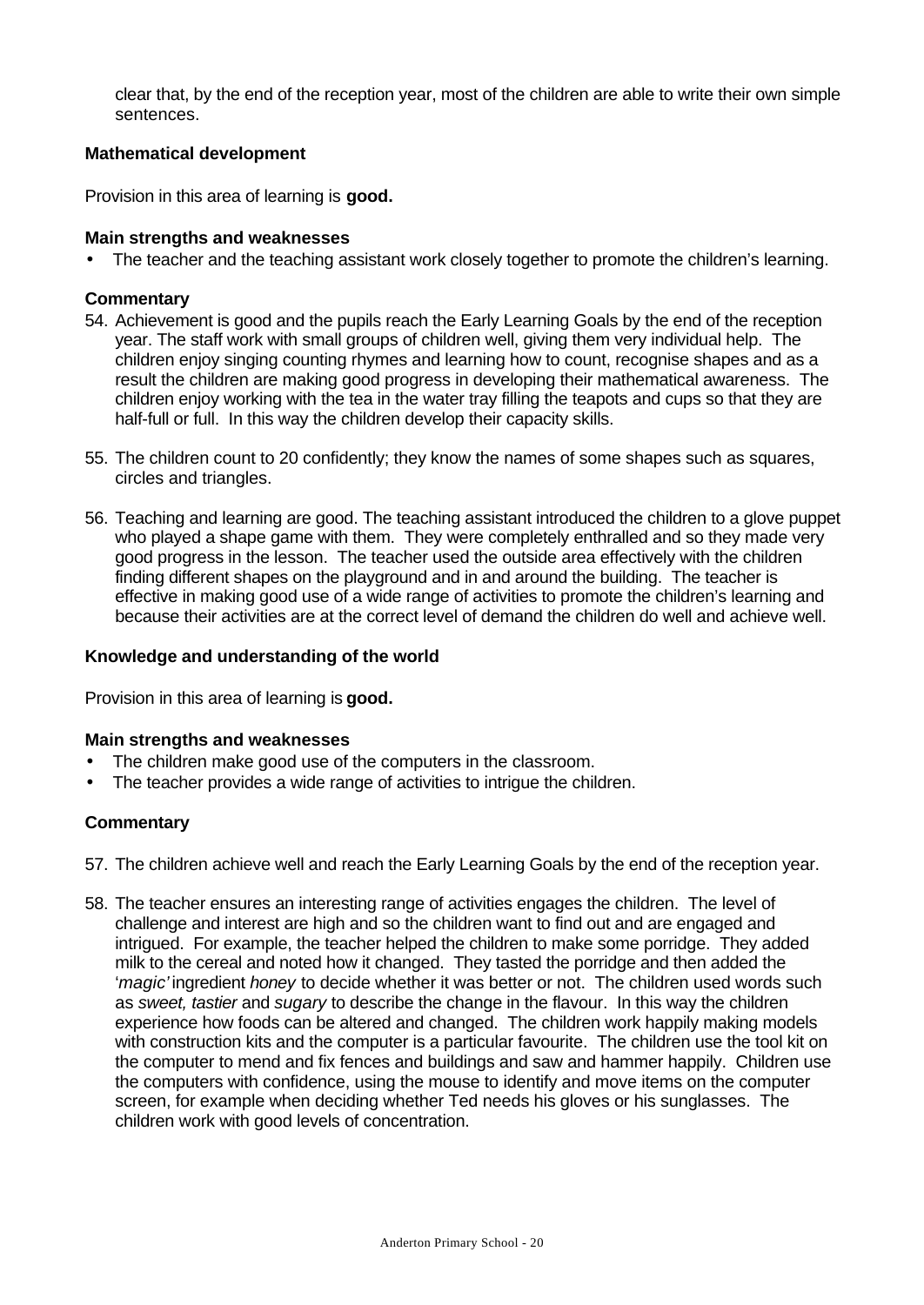clear that, by the end of the reception year, most of the children are able to write their own simple sentences.

### Mathematical development

Provision in this area of learning is **good.**

#### Main strengths and weaknesses

- The teacher and the teaching assistant work closely together to promote the children's learning.

#### Commentary

54. Achievement is good and the pupils reach the Early Learning Goals by the end of the reception year. The staff work with small groups of children well, giving them very individual help. The children enjoy singing counting rhymes and learning how to count, recognise shapes and as a result the children are making good progress in developing their mathematical awareness. The children enjoy working with the tea in the water tray filling the teapots and cups so that they are half-full or full. In this way the children develop their capacity skills.

55. The children count to 20 confidently; they know the names of some shapes such as squares, circles and triangles.

56. Teaching and learning are good. The teaching assistant introduced the children to a glove puppet who played a shape game with them. They were completely enthralled and so they made very good progress in the lesson. The teacher used the outside area effectively with the children finding different shapes on the playground and in and around the building. The teacher is effective in making good use of a wide range of activities to promote the children's learning and because their activities are at the correct level of demand the children do well and achieve well.

### Knowledge and understanding of the world

Provision in this area of learning is **good.**

#### Main strengths and weaknesses

- The children make good use of the computers in the classroom.
- The teacher provides a wide range of activities to intrigue the children.

#### Commentary

57. The children achieve well and reach the Early Learning Goals by the end of the reception year.

58. The teacher ensures an interesting range of activities engages the children. The level of challenge and interest are high and so the children want to find out and are engaged and intrigued. For example, the teacher helped the children to make some porridge. They added milk to the cereal and noted how it changed. They tasted the porridge and then added the '*magic'* ingredient *honey* to decide whether it was better or not. The children used words such as *sweet, tastier* and *sugary* to describe the change in the flavour. In this way the children experience how foods can be altered and changed. The children work happily making models with construction kits and the computer is a particular favourite. The children use the tool kit on the computer to mend and fix fences and buildings and saw and hammer happily. Children use the computers with confidence, using the mouse to identify and move items on the computer screen, for example when deciding whether Ted needs his gloves or his sunglasses. The children work with good levels of concentration.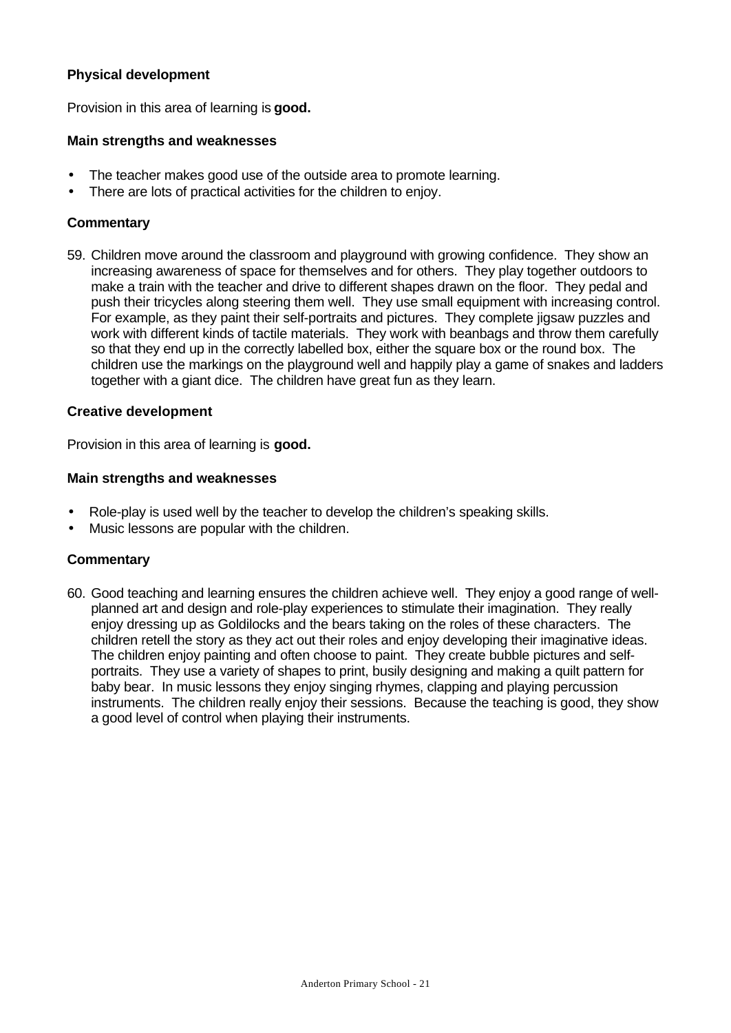### Physical development

Provision in this area of learning is **good.**

#### Main strengths and weaknesses

- The teacher makes good use of the outside area to promote learning.
- There are lots of practical activities for the children to enjoy.

#### Commentary

59. Children move around the classroom and playground with growing confidence. They show an increasing awareness of space for themselves and for others. They play together outdoors to make a train with the teacher and drive to different shapes drawn on the floor. They pedal and push their tricycles along steering them well. They use small equipment with increasing control. For example, as they paint their self-portraits and pictures. They complete jigsaw puzzles and work with different kinds of tactile materials. They work with beanbags and throw them carefully so that they end up in the correctly labelled box, either the square box or the round box. The children use the markings on the playground well and happily play a game of snakes and ladders together with a giant dice. The children have great fun as they learn.

### Creative development

Provision in this area of learning is **good.**

#### Main strengths and weaknesses

- Role-play is used well by the teacher to develop the children's speaking skills.
- Music lessons are popular with the children.

#### Commentary

60. Good teaching and learning ensures the children achieve well. They enjoy a good range of well-planned art and design and role-play experiences to stimulate their imagination. They really enjoy dressing up as Goldilocks and the bears taking on the roles of these characters. The children retell the story as they act out their roles and enjoy developing their imaginative ideas. The children enjoy painting and often choose to paint. They create bubble pictures and self-portraits. They use a variety of shapes to print, busily designing and making a quilt pattern for baby bear. In music lessons they enjoy singing rhymes, clapping and playing percussion instruments. The children really enjoy their sessions. Because the teaching is good, they show a good level of control when playing their instruments.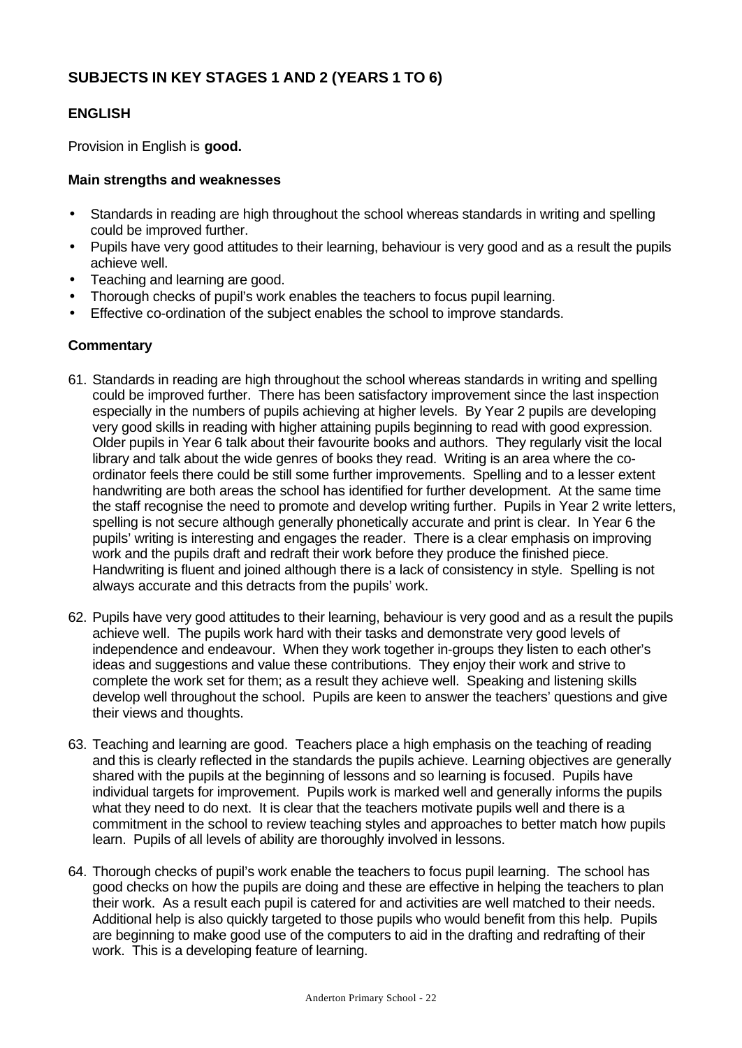## SUBJECTS IN KEY STAGES 1 AND 2 (YEARS 1 TO 6)

### ENGLISH

Provision in English is **good.**

#### Main strengths and weaknesses

- Standards in reading are high throughout the school whereas standards in writing and spelling could be improved further.
- Pupils have very good attitudes to their learning, behaviour is very good and as a result the pupils achieve well.
- Teaching and learning are good.
- Thorough checks of pupil's work enables the teachers to focus pupil learning.
- Effective co-ordination of the subject enables the school to improve standards.

#### Commentary

61. Standards in reading are high throughout the school whereas standards in writing and spelling could be improved further. There has been satisfactory improvement since the last inspection especially in the numbers of pupils achieving at higher levels. By Year 2 pupils are developing very good skills in reading with higher attaining pupils beginning to read with good expression. Older pupils in Year 6 talk about their favourite books and authors. They regularly visit the local library and talk about the wide genres of books they read. Writing is an area where the co-ordinator feels there could be still some further improvements. Spelling and to a lesser extent handwriting are both areas the school has identified for further development. At the same time the staff recognise the need to promote and develop writing further. Pupils in Year 2 write letters, spelling is not secure although generally phonetically accurate and print is clear. In Year 6 the pupils' writing is interesting and engages the reader. There is a clear emphasis on improving work and the pupils draft and redraft their work before they produce the finished piece. Handwriting is fluent and joined although there is a lack of consistency in style. Spelling is not always accurate and this detracts from the pupils' work.

62. Pupils have very good attitudes to their learning, behaviour is very good and as a result the pupils achieve well. The pupils work hard with their tasks and demonstrate very good levels of independence and endeavour. When they work together in-groups they listen to each other's ideas and suggestions and value these contributions. They enjoy their work and strive to complete the work set for them; as a result they achieve well. Speaking and listening skills develop well throughout the school. Pupils are keen to answer the teachers' questions and give their views and thoughts.

63. Teaching and learning are good. Teachers place a high emphasis on the teaching of reading and this is clearly reflected in the standards the pupils achieve. Learning objectives are generally shared with the pupils at the beginning of lessons and so learning is focused. Pupils have individual targets for improvement. Pupils work is marked well and generally informs the pupils what they need to do next. It is clear that the teachers motivate pupils well and there is a commitment in the school to review teaching styles and approaches to better match how pupils learn. Pupils of all levels of ability are thoroughly involved in lessons.

64. Thorough checks of pupil's work enable the teachers to focus pupil learning. The school has good checks on how the pupils are doing and these are effective in helping the teachers to plan their work. As a result each pupil is catered for and activities are well matched to their needs. Additional help is also quickly targeted to those pupils who would benefit from this help. Pupils are beginning to make good use of the computers to aid in the drafting and redrafting of their work. This is a developing feature of learning.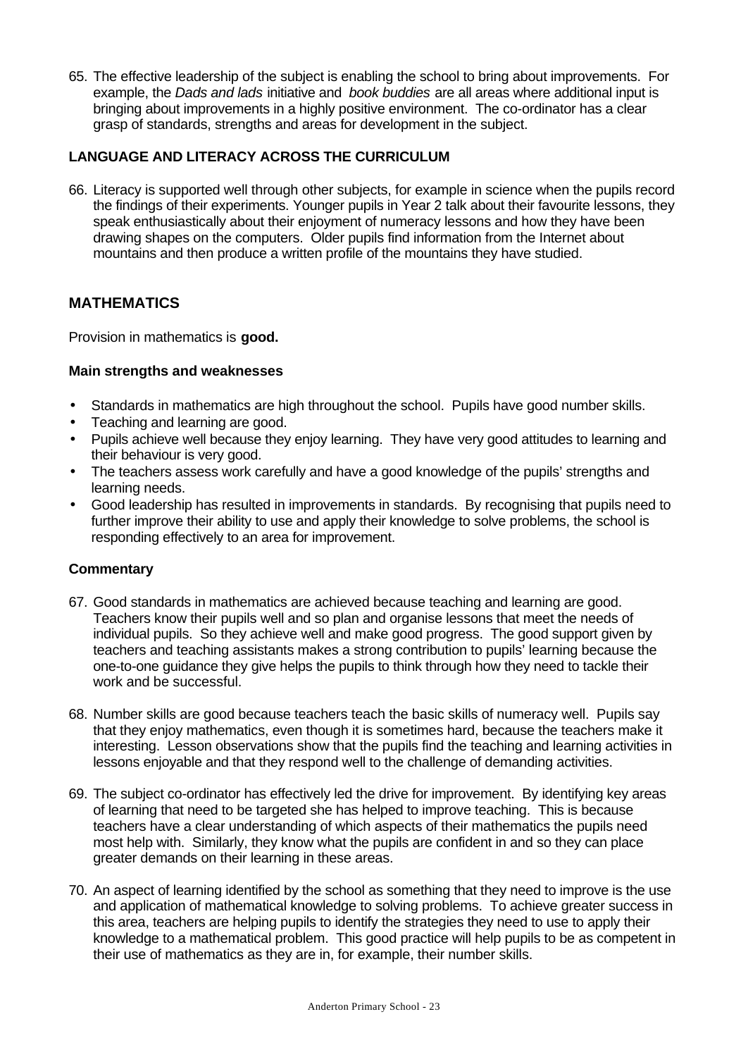65. The effective leadership of the subject is enabling the school to bring about improvements. For example, the *Dads and lads* initiative and *book buddies* are all areas where additional input is bringing about improvements in a highly positive environment. The co-ordinator has a clear grasp of standards, strengths and areas for development in the subject.

### LANGUAGE AND LITERACY ACROSS THE CURRICULUM

66. Literacy is supported well through other subjects, for example in science when the pupils record the findings of their experiments. Younger pupils in Year 2 talk about their favourite lessons, they speak enthusiastically about their enjoyment of numeracy lessons and how they have been drawing shapes on the computers. Older pupils find information from the Internet about mountains and then produce a written profile of the mountains they have studied.

## MATHEMATICS

Provision in mathematics is **good.**

### Main strengths and weaknesses

- Standards in mathematics are high throughout the school. Pupils have good number skills.
- Teaching and learning are good.
- Pupils achieve well because they enjoy learning. They have very good attitudes to learning and their behaviour is very good.
- The teachers assess work carefully and have a good knowledge of the pupils' strengths and learning needs.
- Good leadership has resulted in improvements in standards. By recognising that pupils need to further improve their ability to use and apply their knowledge to solve problems, the school is responding effectively to an area for improvement.

### Commentary

67. Good standards in mathematics are achieved because teaching and learning are good. Teachers know their pupils well and so plan and organise lessons that meet the needs of individual pupils. So they achieve well and make good progress. The good support given by teachers and teaching assistants makes a strong contribution to pupils' learning because the one-to-one guidance they give helps the pupils to think through how they need to tackle their work and be successful.

68. Number skills are good because teachers teach the basic skills of numeracy well. Pupils say that they enjoy mathematics, even though it is sometimes hard, because the teachers make it interesting. Lesson observations show that the pupils find the teaching and learning activities in lessons enjoyable and that they respond well to the challenge of demanding activities.

69. The subject co-ordinator has effectively led the drive for improvement. By identifying key areas of learning that need to be targeted she has helped to improve teaching. This is because teachers have a clear understanding of which aspects of their mathematics the pupils need most help with. Similarly, they know what the pupils are confident in and so they can place greater demands on their learning in these areas.

70. An aspect of learning identified by the school as something that they need to improve is the use and application of mathematical knowledge to solving problems. To achieve greater success in this area, teachers are helping pupils to identify the strategies they need to use to apply their knowledge to a mathematical problem. This good practice will help pupils to be as competent in their use of mathematics as they are in, for example, their number skills.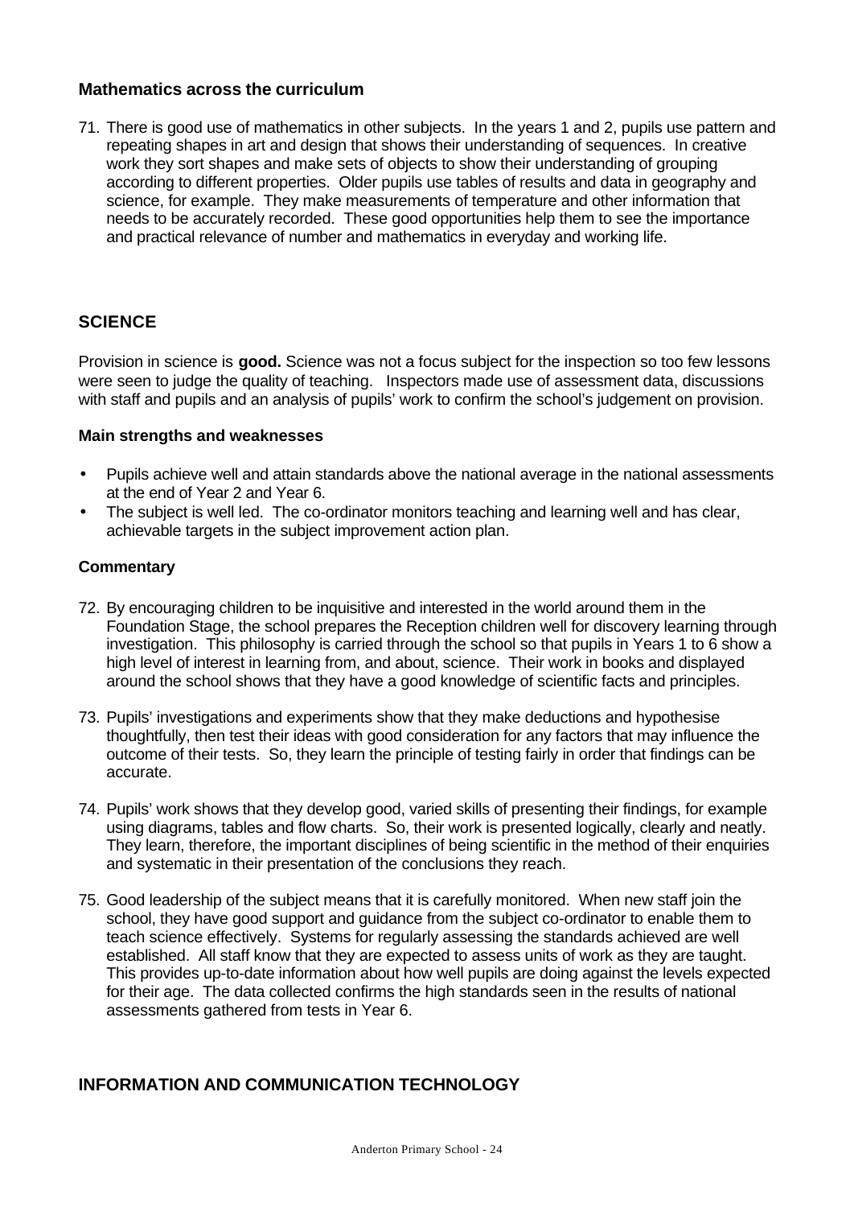### Mathematics across the curriculum

71. There is good use of mathematics in other subjects. In the years 1 and 2, pupils use pattern and repeating shapes in art and design that shows their understanding of sequences. In creative work they sort shapes and make sets of objects to show their understanding of grouping according to different properties. Older pupils use tables of results and data in geography and science, for example. They make measurements of temperature and other information that needs to be accurately recorded. These good opportunities help them to see the importance and practical relevance of number and mathematics in everyday and working life.

## SCIENCE

Provision in science is **good.** Science was not a focus subject for the inspection so too few lessons were seen to judge the quality of teaching. Inspectors made use of assessment data, discussions with staff and pupils and an analysis of pupils' work to confirm the school's judgement on provision.

### Main strengths and weaknesses

- Pupils achieve well and attain standards above the national average in the national assessments at the end of Year 2 and Year 6.
- The subject is well led. The co-ordinator monitors teaching and learning well and has clear, achievable targets in the subject improvement action plan.

### Commentary

72. By encouraging children to be inquisitive and interested in the world around them in the Foundation Stage, the school prepares the Reception children well for discovery learning through investigation. This philosophy is carried through the school so that pupils in Years 1 to 6 show a high level of interest in learning from, and about, science. Their work in books and displayed around the school shows that they have a good knowledge of scientific facts and principles.

73. Pupils' investigations and experiments show that they make deductions and hypothesise thoughtfully, then test their ideas with good consideration for any factors that may influence the outcome of their tests. So, they learn the principle of testing fairly in order that findings can be accurate.

74. Pupils' work shows that they develop good, varied skills of presenting their findings, for example using diagrams, tables and flow charts. So, their work is presented logically, clearly and neatly. They learn, therefore, the important disciplines of being scientific in the method of their enquiries and systematic in their presentation of the conclusions they reach.

75. Good leadership of the subject means that it is carefully monitored. When new staff join the school, they have good support and guidance from the subject co-ordinator to enable them to teach science effectively. Systems for regularly assessing the standards achieved are well established. All staff know that they are expected to assess units of work as they are taught. This provides up-to-date information about how well pupils are doing against the levels expected for their age. The data collected confirms the high standards seen in the results of national assessments gathered from tests in Year 6.

## INFORMATION AND COMMUNICATION TECHNOLOGY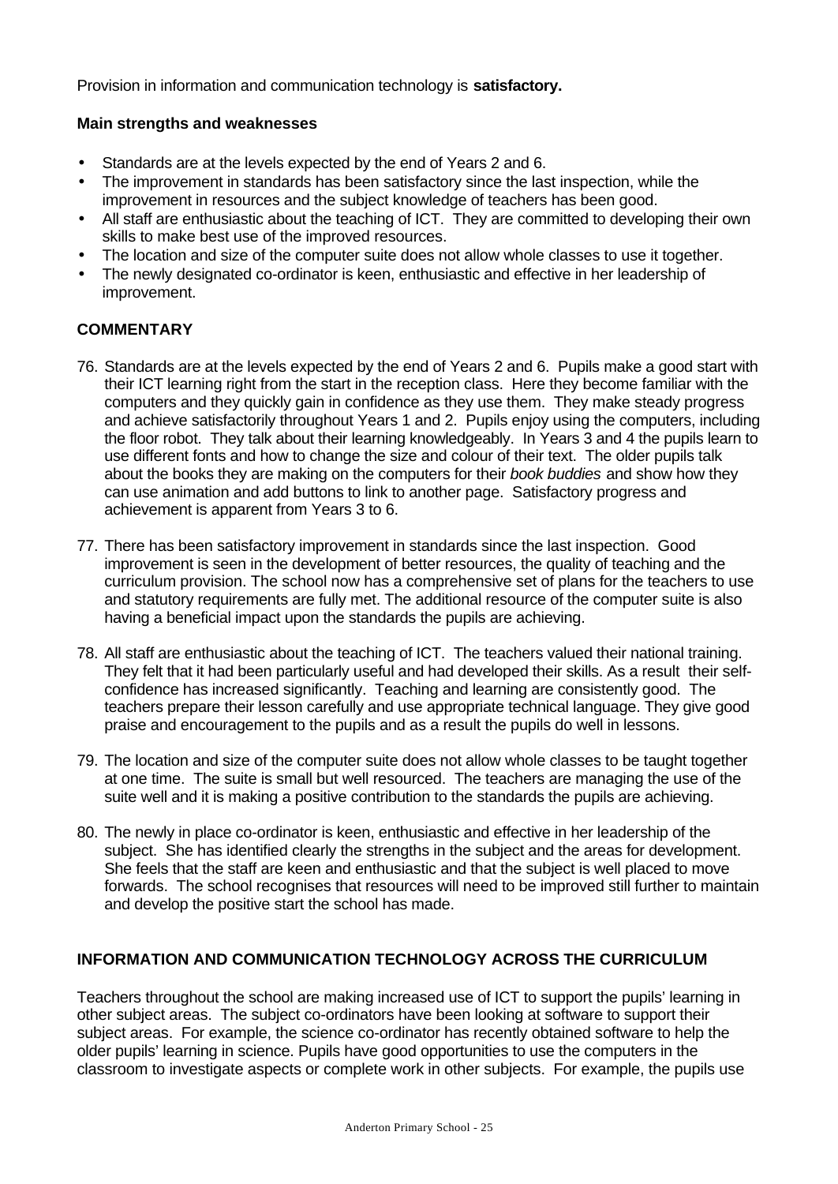Provision in information and communication technology is **satisfactory.**

**Main strengths and weaknesses**

- Standards are at the levels expected by the end of Years 2 and 6.
- The improvement in standards has been satisfactory since the last inspection, while the improvement in resources and the subject knowledge of teachers has been good.
- All staff are enthusiastic about the teaching of ICT. They are committed to developing their own skills to make best use of the improved resources.
- The location and size of the computer suite does not allow whole classes to use it together.
- The newly designated co-ordinator is keen, enthusiastic and effective in her leadership of improvement.

**COMMENTARY**

76. Standards are at the levels expected by the end of Years 2 and 6. Pupils make a good start with their ICT learning right from the start in the reception class. Here they become familiar with the computers and they quickly gain in confidence as they use them. They make steady progress and achieve satisfactorily throughout Years 1 and 2. Pupils enjoy using the computers, including the floor robot. They talk about their learning knowledgeably. In Years 3 and 4 the pupils learn to use different fonts and how to change the size and colour of their text. The older pupils talk about the books they are making on the computers for their *book buddies* and show how they can use animation and add buttons to link to another page. Satisfactory progress and achievement is apparent from Years 3 to 6.

77. There has been satisfactory improvement in standards since the last inspection. Good improvement is seen in the development of better resources, the quality of teaching and the curriculum provision. The school now has a comprehensive set of plans for the teachers to use and statutory requirements are fully met. The additional resource of the computer suite is also having a beneficial impact upon the standards the pupils are achieving.

78. All staff are enthusiastic about the teaching of ICT. The teachers valued their national training. They felt that it had been particularly useful and had developed their skills. As a result their self-confidence has increased significantly. Teaching and learning are consistently good. The teachers prepare their lesson carefully and use appropriate technical language. They give good praise and encouragement to the pupils and as a result the pupils do well in lessons.

79. The location and size of the computer suite does not allow whole classes to be taught together at one time. The suite is small but well resourced. The teachers are managing the use of the suite well and it is making a positive contribution to the standards the pupils are achieving.

80. The newly in place co-ordinator is keen, enthusiastic and effective in her leadership of the subject. She has identified clearly the strengths in the subject and the areas for development. She feels that the staff are keen and enthusiastic and that the subject is well placed to move forwards. The school recognises that resources will need to be improved still further to maintain and develop the positive start the school has made.

**INFORMATION AND COMMUNICATION TECHNOLOGY ACROSS THE CURRICULUM**

Teachers throughout the school are making increased use of ICT to support the pupils' learning in other subject areas. The subject co-ordinators have been looking at software to support their subject areas. For example, the science co-ordinator has recently obtained software to help the older pupils' learning in science. Pupils have good opportunities to use the computers in the classroom to investigate aspects or complete work in other subjects. For example, the pupils use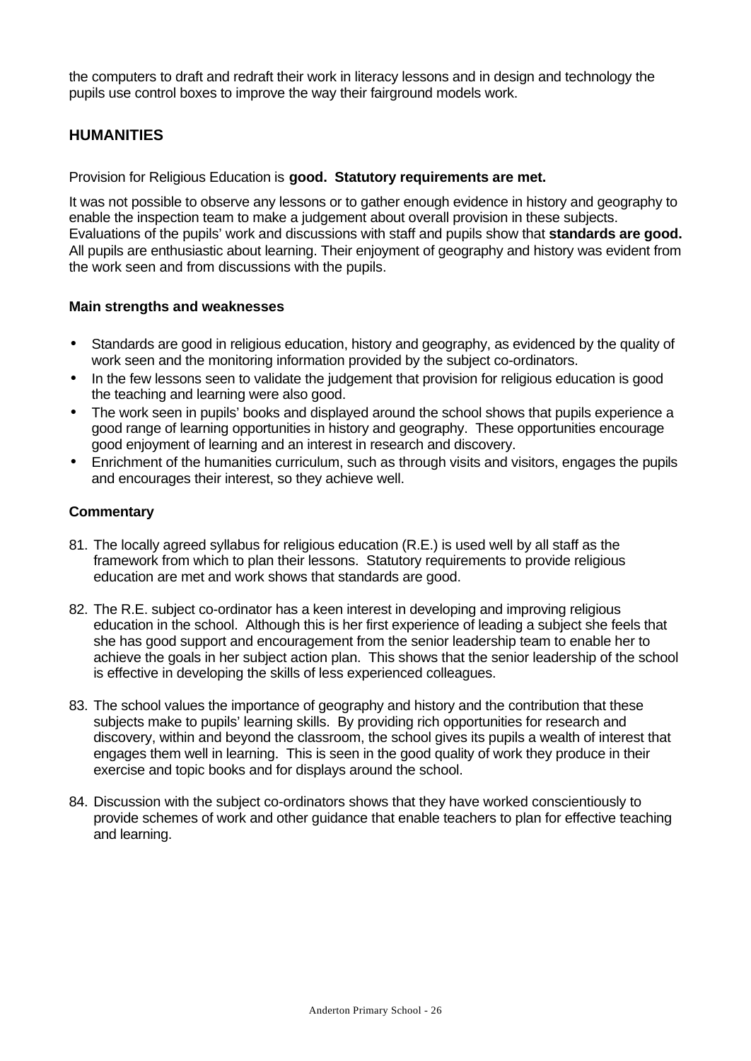the computers to draft and redraft their work in literacy lessons and in design and technology the pupils use control boxes to improve the way their fairground models work.

## HUMANITIES

Provision for Religious Education is **good. Statutory requirements are met.**

It was not possible to observe any lessons or to gather enough evidence in history and geography to enable the inspection team to make a judgement about overall provision in these subjects. Evaluations of the pupils' work and discussions with staff and pupils show that **standards are good.** All pupils are enthusiastic about learning. Their enjoyment of geography and history was evident from the work seen and from discussions with the pupils.

### Main strengths and weaknesses

- Standards are good in religious education, history and geography, as evidenced by the quality of work seen and the monitoring information provided by the subject co-ordinators.
- In the few lessons seen to validate the judgement that provision for religious education is good the teaching and learning were also good.
- The work seen in pupils' books and displayed around the school shows that pupils experience a good range of learning opportunities in history and geography. These opportunities encourage good enjoyment of learning and an interest in research and discovery.
- Enrichment of the humanities curriculum, such as through visits and visitors, engages the pupils and encourages their interest, so they achieve well.

### Commentary

81. The locally agreed syllabus for religious education (R.E.) is used well by all staff as the framework from which to plan their lessons. Statutory requirements to provide religious education are met and work shows that standards are good.

82. The R.E. subject co-ordinator has a keen interest in developing and improving religious education in the school. Although this is her first experience of leading a subject she feels that she has good support and encouragement from the senior leadership team to enable her to achieve the goals in her subject action plan. This shows that the senior leadership of the school is effective in developing the skills of less experienced colleagues.

83. The school values the importance of geography and history and the contribution that these subjects make to pupils' learning skills. By providing rich opportunities for research and discovery, within and beyond the classroom, the school gives its pupils a wealth of interest that engages them well in learning. This is seen in the good quality of work they produce in their exercise and topic books and for displays around the school.

84. Discussion with the subject co-ordinators shows that they have worked conscientiously to provide schemes of work and other guidance that enable teachers to plan for effective teaching and learning.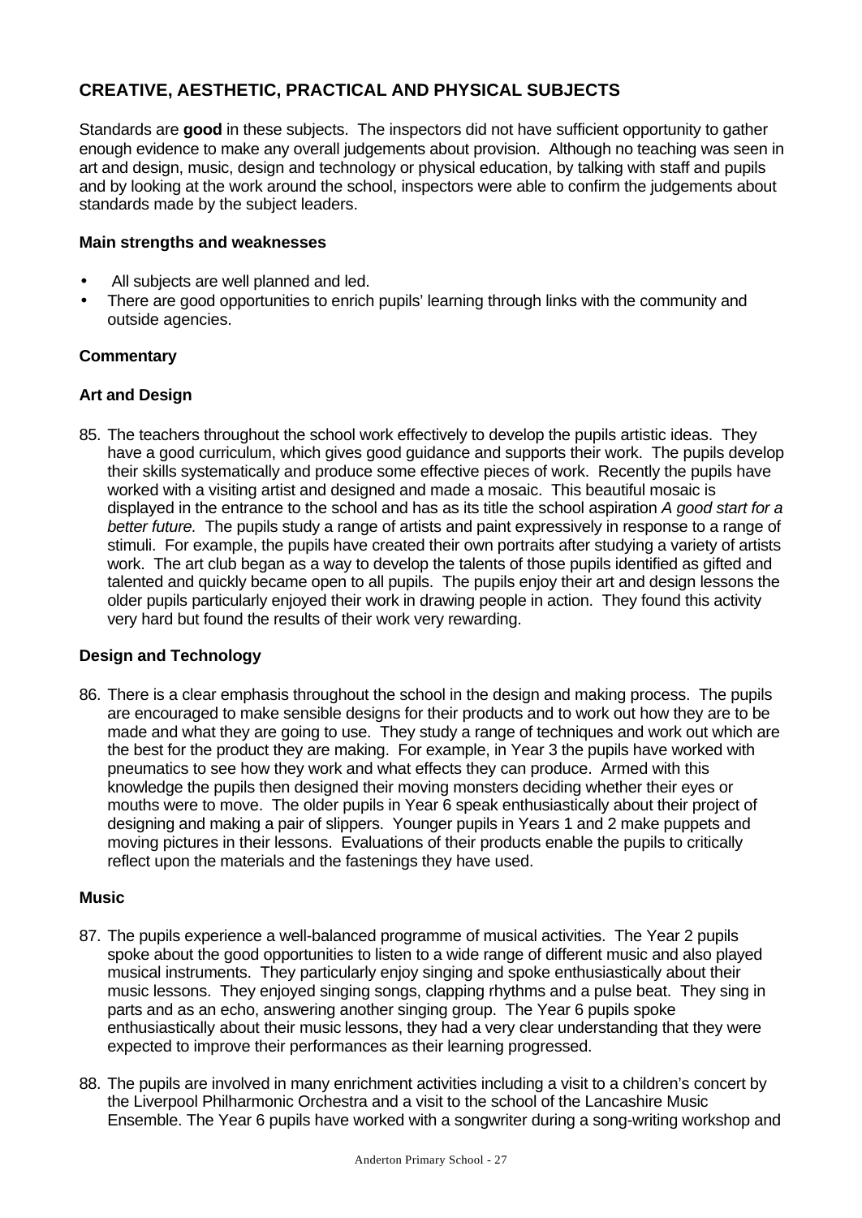## CREATIVE, AESTHETIC, PRACTICAL AND PHYSICAL SUBJECTS

Standards are **good** in these subjects. The inspectors did not have sufficient opportunity to gather enough evidence to make any overall judgements about provision. Although no teaching was seen in art and design, music, design and technology or physical education, by talking with staff and pupils and by looking at the work around the school, inspectors were able to confirm the judgements about standards made by the subject leaders.

### Main strengths and weaknesses

- All subjects are well planned and led.
- There are good opportunities to enrich pupils' learning through links with the community and outside agencies.

### Commentary

### Art and Design

85. The teachers throughout the school work effectively to develop the pupils artistic ideas. They have a good curriculum, which gives good guidance and supports their work. The pupils develop their skills systematically and produce some effective pieces of work. Recently the pupils have worked with a visiting artist and designed and made a mosaic. This beautiful mosaic is displayed in the entrance to the school and has as its title the school aspiration *A good start for a better future.* The pupils study a range of artists and paint expressively in response to a range of stimuli. For example, the pupils have created their own portraits after studying a variety of artists work. The art club began as a way to develop the talents of those pupils identified as gifted and talented and quickly became open to all pupils. The pupils enjoy their art and design lessons the older pupils particularly enjoyed their work in drawing people in action. They found this activity very hard but found the results of their work very rewarding.

### Design and Technology

86. There is a clear emphasis throughout the school in the design and making process. The pupils are encouraged to make sensible designs for their products and to work out how they are to be made and what they are going to use. They study a range of techniques and work out which are the best for the product they are making. For example, in Year 3 the pupils have worked with pneumatics to see how they work and what effects they can produce. Armed with this knowledge the pupils then designed their moving monsters deciding whether their eyes or mouths were to move. The older pupils in Year 6 speak enthusiastically about their project of designing and making a pair of slippers. Younger pupils in Years 1 and 2 make puppets and moving pictures in their lessons. Evaluations of their products enable the pupils to critically reflect upon the materials and the fastenings they have used.

### Music

87. The pupils experience a well-balanced programme of musical activities. The Year 2 pupils spoke about the good opportunities to listen to a wide range of different music and also played musical instruments. They particularly enjoy singing and spoke enthusiastically about their music lessons. They enjoyed singing songs, clapping rhythms and a pulse beat. They sing in parts and as an echo, answering another singing group. The Year 6 pupils spoke enthusiastically about their music lessons, they had a very clear understanding that they were expected to improve their performances as their learning progressed.

88. The pupils are involved in many enrichment activities including a visit to a children's concert by the Liverpool Philharmonic Orchestra and a visit to the school of the Lancashire Music Ensemble. The Year 6 pupils have worked with a songwriter during a song-writing workshop and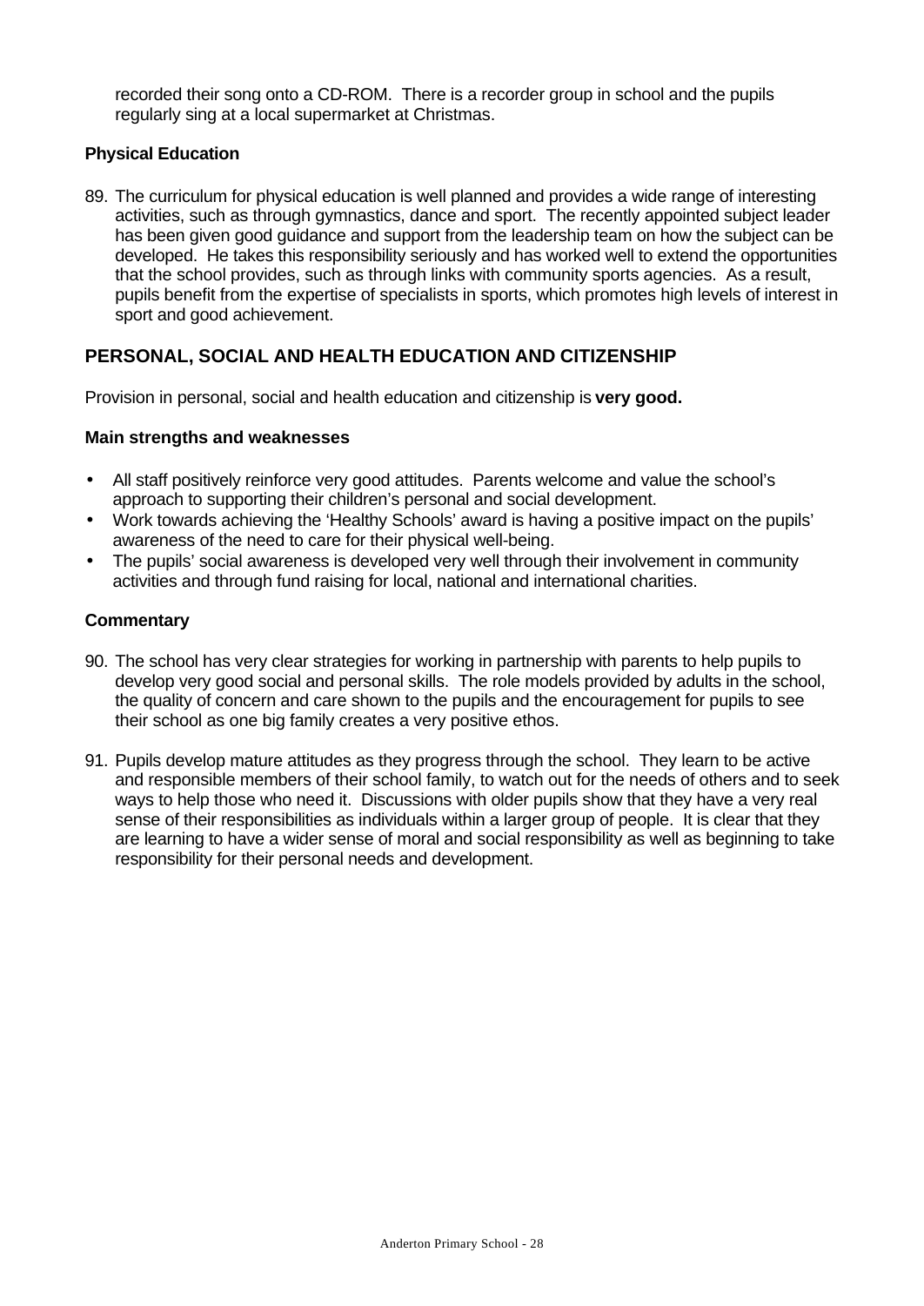recorded their song onto a CD-ROM. There is a recorder group in school and the pupils regularly sing at a local supermarket at Christmas.

### Physical Education

89. The curriculum for physical education is well planned and provides a wide range of interesting activities, such as through gymnastics, dance and sport. The recently appointed subject leader has been given good guidance and support from the leadership team on how the subject can be developed. He takes this responsibility seriously and has worked well to extend the opportunities that the school provides, such as through links with community sports agencies. As a result, pupils benefit from the expertise of specialists in sports, which promotes high levels of interest in sport and good achievement.

## PERSONAL, SOCIAL AND HEALTH EDUCATION AND CITIZENSHIP

Provision in personal, social and health education and citizenship is **very good.**

### Main strengths and weaknesses

- All staff positively reinforce very good attitudes. Parents welcome and value the school's approach to supporting their children's personal and social development.
- Work towards achieving the 'Healthy Schools' award is having a positive impact on the pupils' awareness of the need to care for their physical well-being.
- The pupils' social awareness is developed very well through their involvement in community activities and through fund raising for local, national and international charities.

### Commentary

90. The school has very clear strategies for working in partnership with parents to help pupils to develop very good social and personal skills. The role models provided by adults in the school, the quality of concern and care shown to the pupils and the encouragement for pupils to see their school as one big family creates a very positive ethos.

91. Pupils develop mature attitudes as they progress through the school. They learn to be active and responsible members of their school family, to watch out for the needs of others and to seek ways to help those who need it. Discussions with older pupils show that they have a very real sense of their responsibilities as individuals within a larger group of people. It is clear that they are learning to have a wider sense of moral and social responsibility as well as beginning to take responsibility for their personal needs and development.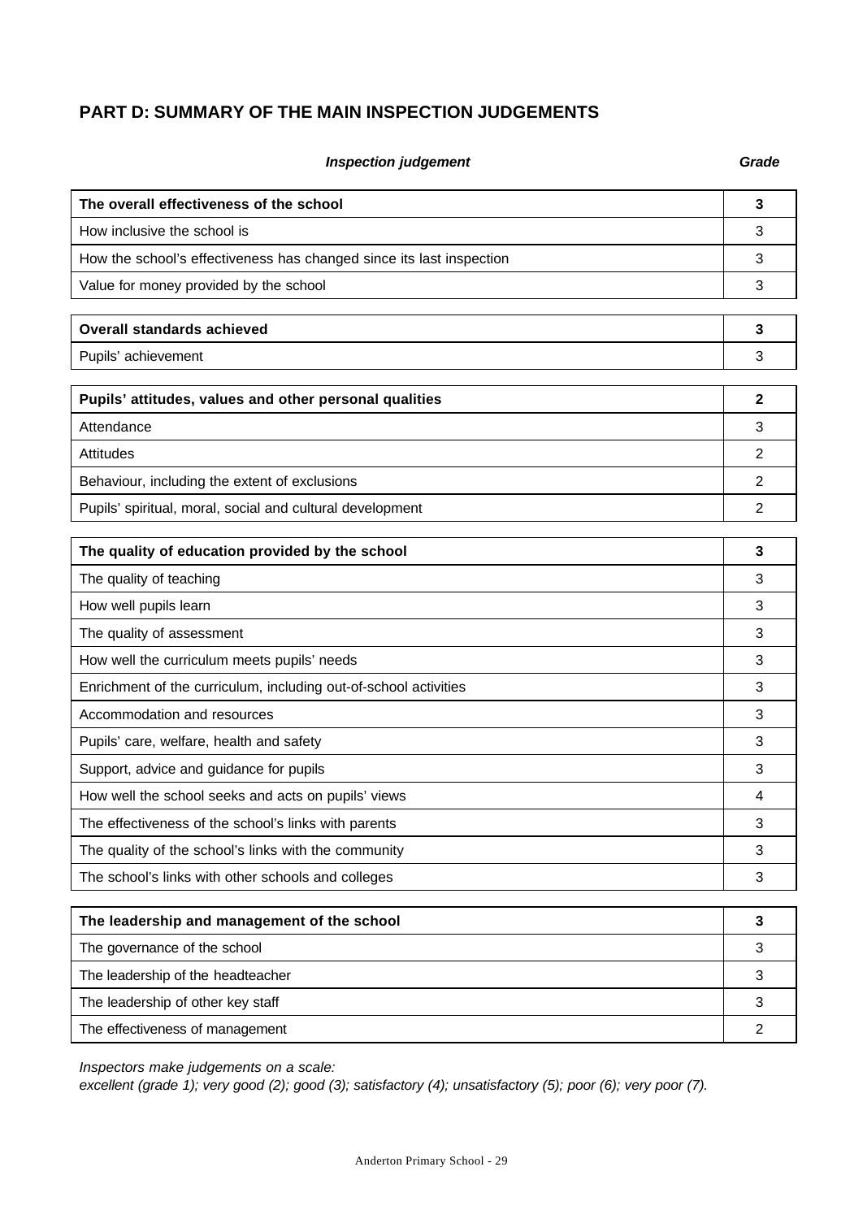## PART D: SUMMARY OF THE MAIN INSPECTION JUDGEMENTS

| *Inspection judgement* | *Grade* |
|---|---|
| **The overall effectiveness of the school** | **3** |
| How inclusive the school is | 3 |
| How the school's effectiveness has changed since its last inspection | 3 |
| Value for money provided by the school | 3 |
| **Overall standards achieved** | **3** |
| Pupils' achievement | 3 |
| **Pupils' attitudes, values and other personal qualities** | **2** |
| Attendance | 3 |
| Attitudes | 2 |
| Behaviour, including the extent of exclusions | 2 |
| Pupils' spiritual, moral, social and cultural development | 2 |
| **The quality of education provided by the school** | **3** |
| The quality of teaching | 3 |
| How well pupils learn | 3 |
| The quality of assessment | 3 |
| How well the curriculum meets pupils' needs | 3 |
| Enrichment of the curriculum, including out-of-school activities | 3 |
| Accommodation and resources | 3 |
| Pupils' care, welfare, health and safety | 3 |
| Support, advice and guidance for pupils | 3 |
| How well the school seeks and acts on pupils' views | 4 |
| The effectiveness of the school's links with parents | 3 |
| The quality of the school's links with the community | 3 |
| The school's links with other schools and colleges | 3 |
| **The leadership and management of the school** | **3** |
| The governance of the school | 3 |
| The leadership of the headteacher | 3 |
| The leadership of other key staff | 3 |
| The effectiveness of management | 2 |

*Inspectors make judgements on a scale:*
*excellent (grade 1); very good (2); good (3); satisfactory (4); unsatisfactory (5); poor (6); very poor (7).*